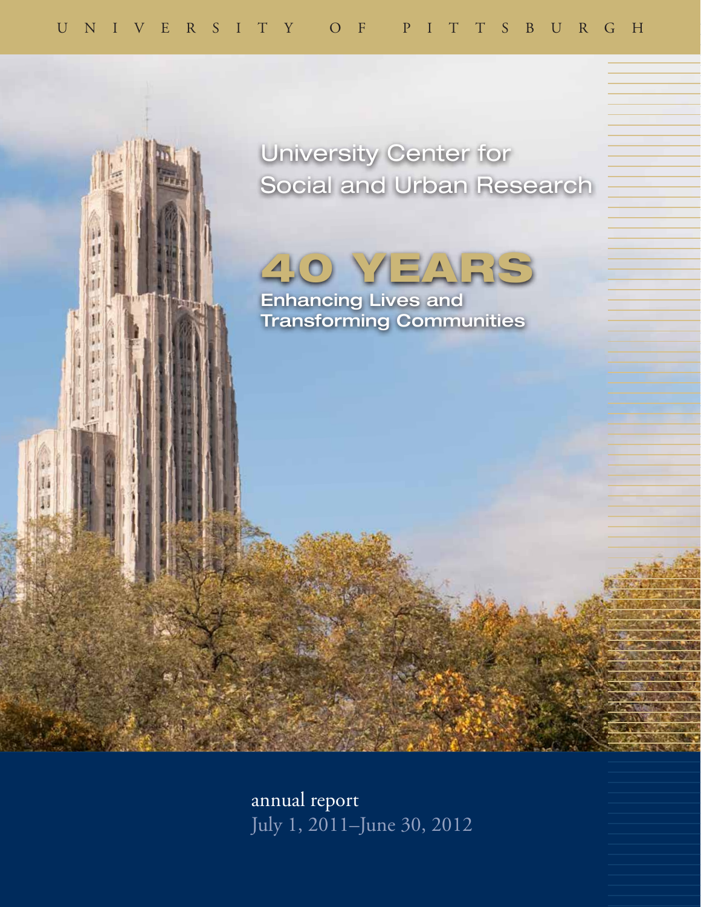UNIVERSITY OF PITTSBURGH

# University Center for Social and Urban Research

## 40 YEARS

### Enhancing Lives and Transforming Communities

annual report

July 1, 2011–June 30, 2012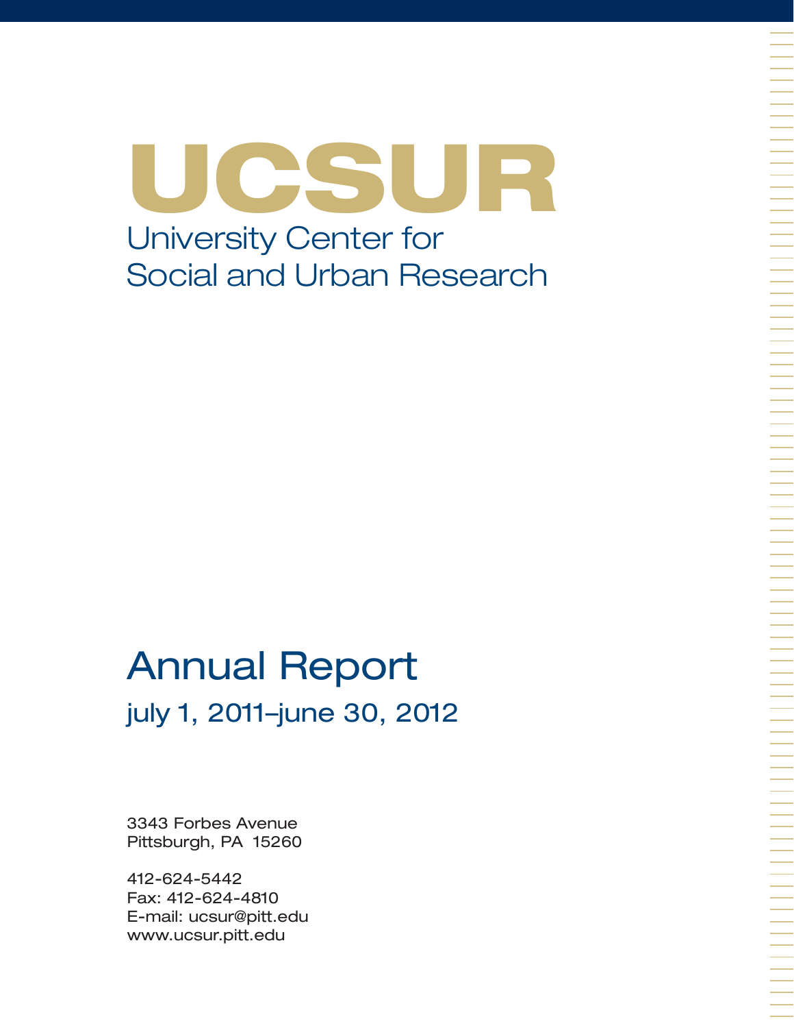# UCSUR

## University Center for Social and Urban Research

# Annual Report

## july 1, 2011–june 30, 2012

3343 Forbes Avenue
Pittsburgh, PA 15260

412-624-5442
Fax: 412-624-4810
E-mail: ucsur@pitt.edu
www.ucsur.pitt.edu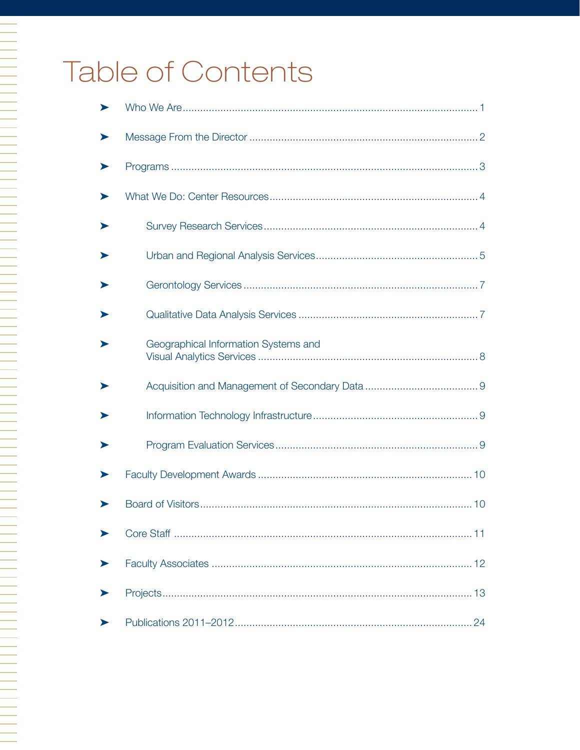# Table of Contents

- Who We Are .......... 1
- Message From the Director .......... 2
- Programs .......... 3
- What We Do: Center Resources .......... 4
  - Survey Research Services .......... 4
  - Urban and Regional Analysis Services .......... 5
  - Gerontology Services .......... 7
  - Qualitative Data Analysis Services .......... 7
  - Geographical Information Systems and Visual Analytics Services .......... 8
  - Acquisition and Management of Secondary Data .......... 9
  - Information Technology Infrastructure .......... 9
  - Program Evaluation Services .......... 9
- Faculty Development Awards .......... 10
- Board of Visitors .......... 10
- Core Staff .......... 11
- Faculty Associates .......... 12
- Projects .......... 13
- Publications 2011–2012 .......... 24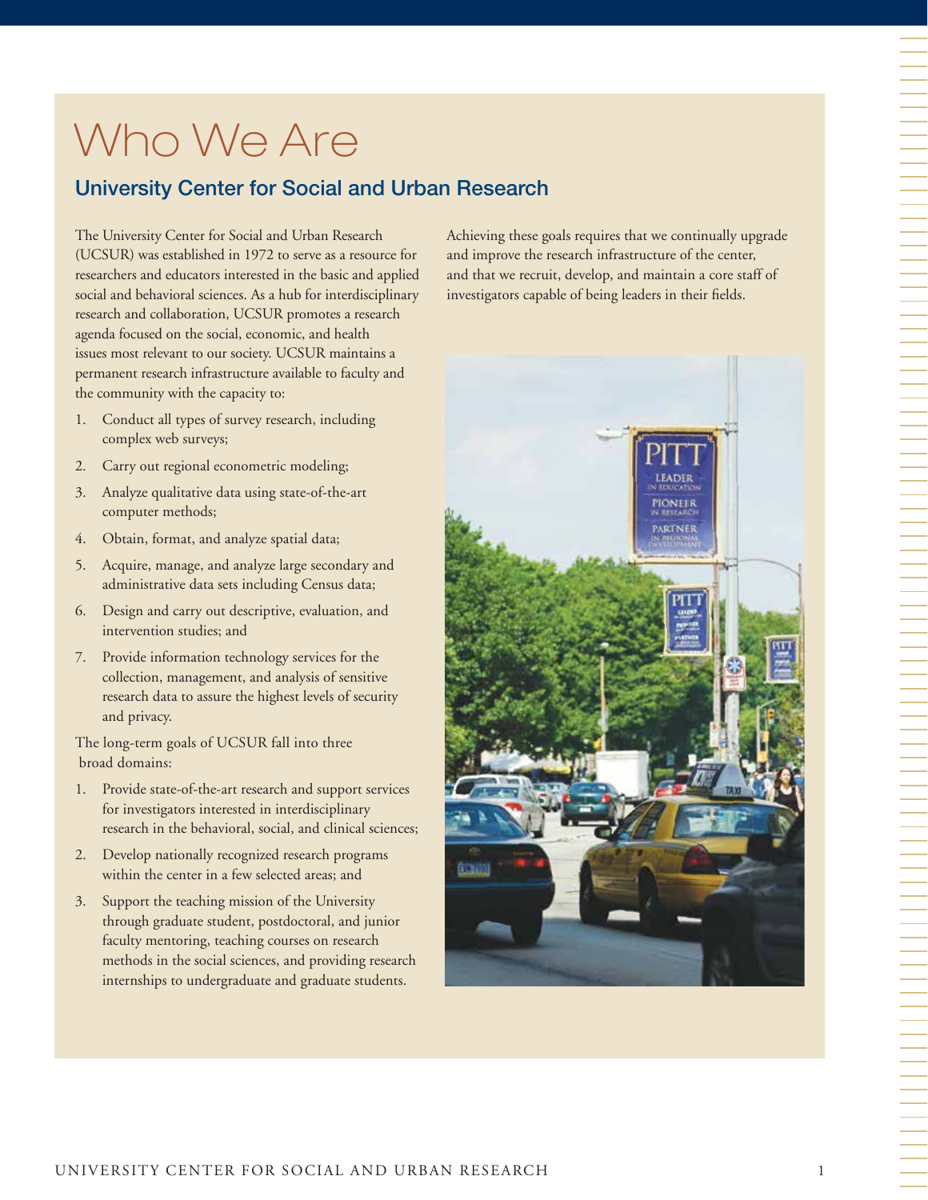# Who We Are

## University Center for Social and Urban Research

The University Center for Social and Urban Research (UCSUR) was established in 1972 to serve as a resource for researchers and educators interested in the basic and applied social and behavioral sciences. As a hub for interdisciplinary research and collaboration, UCSUR promotes a research agenda focused on the social, economic, and health issues most relevant to our society. UCSUR maintains a permanent research infrastructure available to faculty and the community with the capacity to:

1. Conduct all types of survey research, including complex web surveys;
2. Carry out regional econometric modeling;
3. Analyze qualitative data using state-of-the-art computer methods;
4. Obtain, format, and analyze spatial data;
5. Acquire, manage, and analyze large secondary and administrative data sets including Census data;
6. Design and carry out descriptive, evaluation, and intervention studies; and
7. Provide information technology services for the collection, management, and analysis of sensitive research data to assure the highest levels of security and privacy.

The long-term goals of UCSUR fall into three broad domains:

1. Provide state-of-the-art research and support services for investigators interested in interdisciplinary research in the behavioral, social, and clinical sciences;
2. Develop nationally recognized research programs within the center in a few selected areas; and
3. Support the teaching mission of the University through graduate student, postdoctoral, and junior faculty mentoring, teaching courses on research methods in the social sciences, and providing research internships to undergraduate and graduate students.

Achieving these goals requires that we continually upgrade and improve the research infrastructure of the center, and that we recruit, develop, and maintain a core staff of investigators capable of being leaders in their fields.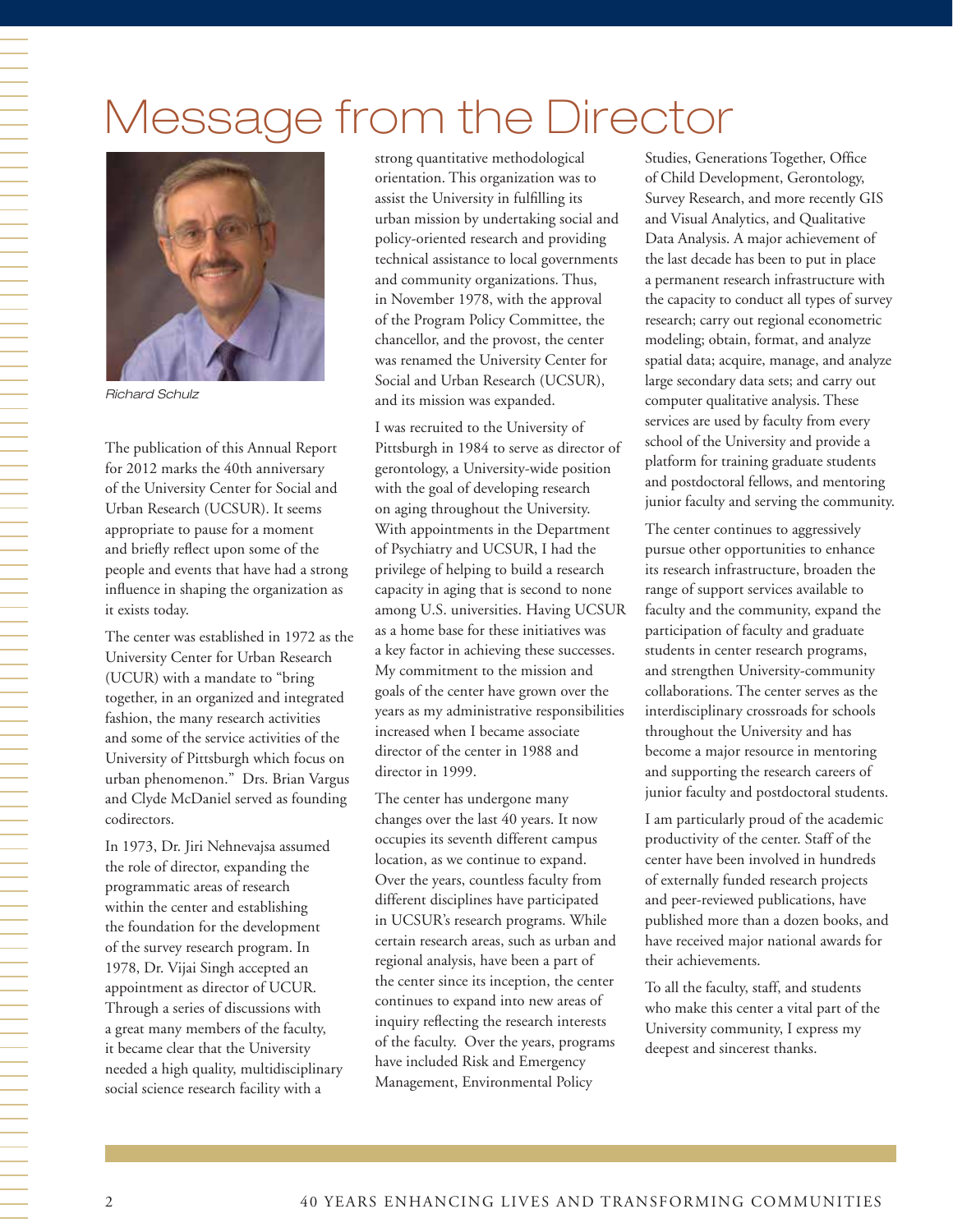# Message from the Director

*Richard Schulz*

The publication of this Annual Report for 2012 marks the 40th anniversary of the University Center for Social and Urban Research (UCSUR). It seems appropriate to pause for a moment and briefly reflect upon some of the people and events that have had a strong influence in shaping the organization as it exists today.

The center was established in 1972 as the University Center for Urban Research (UCUR) with a mandate to "bring together, in an organized and integrated fashion, the many research activities and some of the service activities of the University of Pittsburgh which focus on urban phenomenon." Drs. Brian Vargus and Clyde McDaniel served as founding codirectors.

In 1973, Dr. Jiri Nehnevajsa assumed the role of director, expanding the programmatic areas of research within the center and establishing the foundation for the development of the survey research program. In 1978, Dr. Vijai Singh accepted an appointment as director of UCUR. Through a series of discussions with a great many members of the faculty, it became clear that the University needed a high quality, multidisciplinary social science research facility with a strong quantitative methodological orientation. This organization was to assist the University in fulfilling its urban mission by undertaking social and policy-oriented research and providing technical assistance to local governments and community organizations. Thus, in November 1978, with the approval of the Program Policy Committee, the chancellor, and the provost, the center was renamed the University Center for Social and Urban Research (UCSUR), and its mission was expanded.

I was recruited to the University of Pittsburgh in 1984 to serve as director of gerontology, a University-wide position with the goal of developing research on aging throughout the University. With appointments in the Department of Psychiatry and UCSUR, I had the privilege of helping to build a research capacity in aging that is second to none among U.S. universities. Having UCSUR as a home base for these initiatives was a key factor in achieving these successes. My commitment to the mission and goals of the center have grown over the years as my administrative responsibilities increased when I became associate director of the center in 1988 and director in 1999.

The center has undergone many changes over the last 40 years. It now occupies its seventh different campus location, as we continue to expand. Over the years, countless faculty from different disciplines have participated in UCSUR's research programs. While certain research areas, such as urban and regional analysis, have been a part of the center since its inception, the center continues to expand into new areas of inquiry reflecting the research interests of the faculty. Over the years, programs have included Risk and Emergency Management, Environmental Policy Studies, Generations Together, Office of Child Development, Gerontology, Survey Research, and more recently GIS and Visual Analytics, and Qualitative Data Analysis. A major achievement of the last decade has been to put in place a permanent research infrastructure with the capacity to conduct all types of survey research; carry out regional econometric modeling; obtain, format, and analyze spatial data; acquire, manage, and analyze large secondary data sets; and carry out computer qualitative analysis. These services are used by faculty from every school of the University and provide a platform for training graduate students and postdoctoral fellows, and mentoring junior faculty and serving the community.

The center continues to aggressively pursue other opportunities to enhance its research infrastructure, broaden the range of support services available to faculty and the community, expand the participation of faculty and graduate students in center research programs, and strengthen University-community collaborations. The center serves as the interdisciplinary crossroads for schools throughout the University and has become a major resource in mentoring and supporting the research careers of junior faculty and postdoctoral students.

I am particularly proud of the academic productivity of the center. Staff of the center have been involved in hundreds of externally funded research projects and peer-reviewed publications, have published more than a dozen books, and have received major national awards for their achievements.

To all the faculty, staff, and students who make this center a vital part of the University community, I express my deepest and sincerest thanks.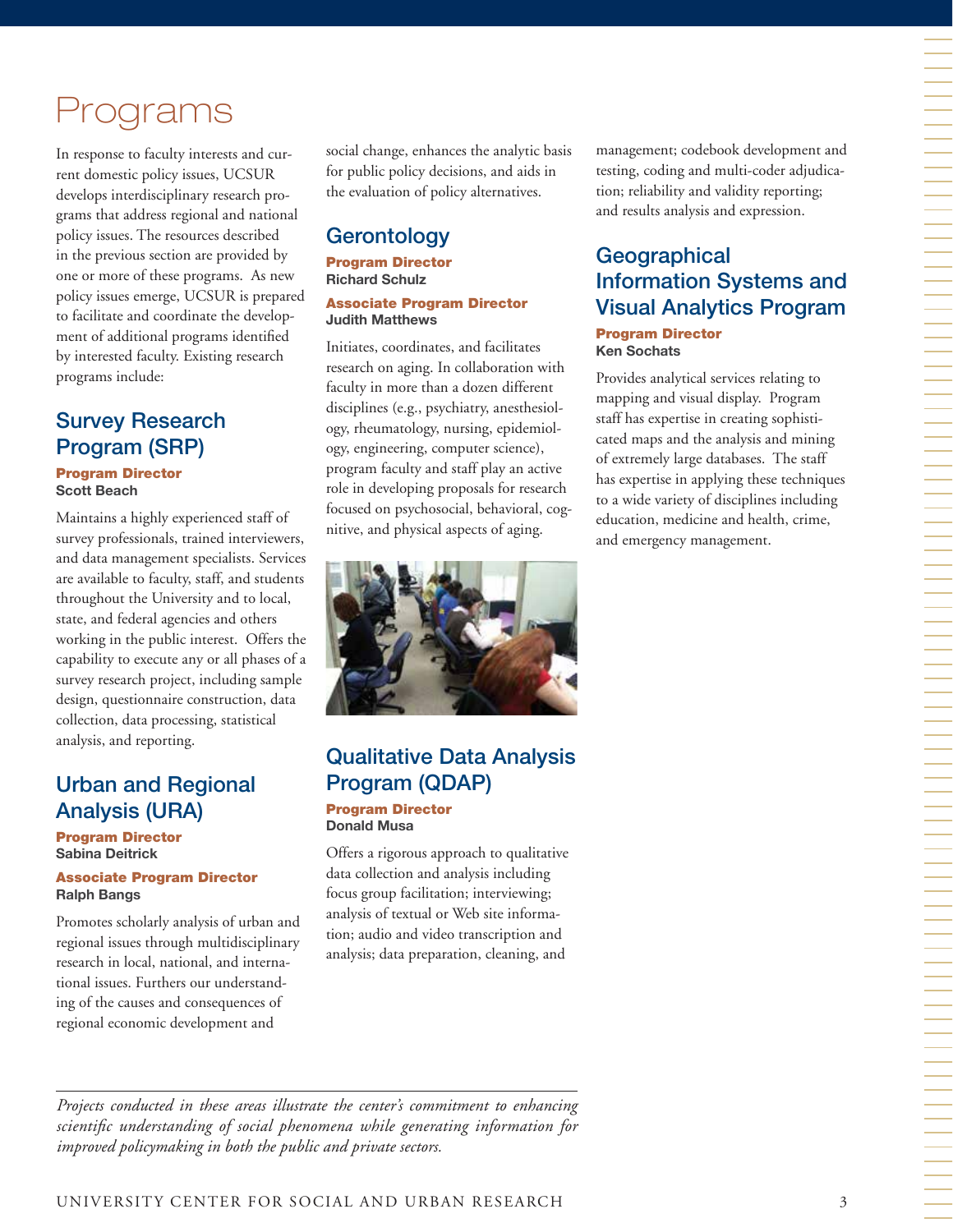# Programs

In response to faculty interests and current domestic policy issues, UCSUR develops interdisciplinary research programs that address regional and national policy issues. The resources described in the previous section are provided by one or more of these programs. As new policy issues emerge, UCSUR is prepared to facilitate and coordinate the development of additional programs identified by interested faculty. Existing research programs include:

## Survey Research Program (SRP)

**Program Director**
**Scott Beach**

Maintains a highly experienced staff of survey professionals, trained interviewers, and data management specialists. Services are available to faculty, staff, and students throughout the University and to local, state, and federal agencies and others working in the public interest. Offers the capability to execute any or all phases of a survey research project, including sample design, questionnaire construction, data collection, data processing, statistical analysis, and reporting.

## Urban and Regional Analysis (URA)

**Program Director**
**Sabina Deitrick**

**Associate Program Director**
**Ralph Bangs**

Promotes scholarly analysis of urban and regional issues through multidisciplinary research in local, national, and international issues. Furthers our understanding of the causes and consequences of regional economic development and social change, enhances the analytic basis for public policy decisions, and aids in the evaluation of policy alternatives.

## Gerontology

**Program Director**
**Richard Schulz**

**Associate Program Director**
**Judith Matthews**

Initiates, coordinates, and facilitates research on aging. In collaboration with faculty in more than a dozen different disciplines (e.g., psychiatry, anesthesiology, rheumatology, nursing, epidemiology, engineering, computer science), program faculty and staff play an active role in developing proposals for research focused on psychosocial, behavioral, cognitive, and physical aspects of aging.

## Qualitative Data Analysis Program (QDAP)

**Program Director**
**Donald Musa**

Offers a rigorous approach to qualitative data collection and analysis including focus group facilitation; interviewing; analysis of textual or Web site information; audio and video transcription and analysis; data preparation, cleaning, and management; codebook development and testing, coding and multi-coder adjudication; reliability and validity reporting; and results analysis and expression.

## Geographical Information Systems and Visual Analytics Program

**Program Director**
**Ken Sochats**

Provides analytical services relating to mapping and visual display. Program staff has expertise in creating sophisticated maps and the analysis and mining of extremely large databases. The staff has expertise in applying these techniques to a wide variety of disciplines including education, medicine and health, crime, and emergency management.

*Projects conducted in these areas illustrate the center's commitment to enhancing scientific understanding of social phenomena while generating information for improved policymaking in both the public and private sectors.*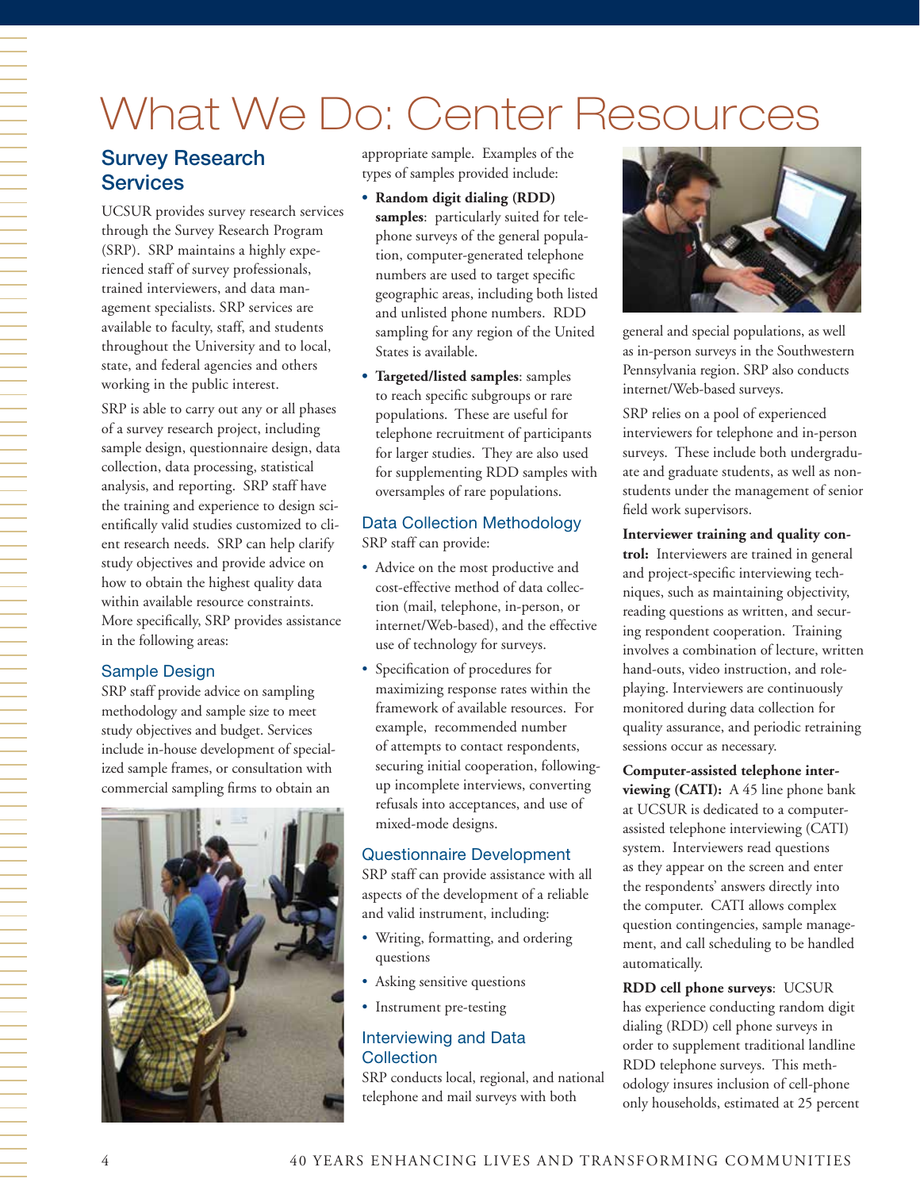# What We Do: Center Resources

## Survey Research Services

UCSUR provides survey research services through the Survey Research Program (SRP). SRP maintains a highly experienced staff of survey professionals, trained interviewers, and data management specialists. SRP services are available to faculty, staff, and students throughout the University and to local, state, and federal agencies and others working in the public interest.

SRP is able to carry out any or all phases of a survey research project, including sample design, questionnaire design, data collection, data processing, statistical analysis, and reporting. SRP staff have the training and experience to design scientifically valid studies customized to client research needs. SRP can help clarify study objectives and provide advice on how to obtain the highest quality data within available resource constraints. More specifically, SRP provides assistance in the following areas:

### Sample Design

SRP staff provide advice on sampling methodology and sample size to meet study objectives and budget. Services include in-house development of specialized sample frames, or consultation with commercial sampling firms to obtain an appropriate sample. Examples of the types of samples provided include:

- **Random digit dialing (RDD) samples**: particularly suited for telephone surveys of the general population, computer-generated telephone numbers are used to target specific geographic areas, including both listed and unlisted phone numbers. RDD sampling for any region of the United States is available.
- **Targeted/listed samples**: samples to reach specific subgroups or rare populations. These are useful for telephone recruitment of participants for larger studies. They are also used for supplementing RDD samples with oversamples of rare populations.

### Data Collection Methodology

SRP staff can provide:

- Advice on the most productive and cost-effective method of data collection (mail, telephone, in-person, or internet/Web-based), and the effective use of technology for surveys.
- Specification of procedures for maximizing response rates within the framework of available resources. For example, recommended number of attempts to contact respondents, securing initial cooperation, following-up incomplete interviews, converting refusals into acceptances, and use of mixed-mode designs.

### Questionnaire Development

SRP staff can provide assistance with all aspects of the development of a reliable and valid instrument, including:

- Writing, formatting, and ordering questions
- Asking sensitive questions
- Instrument pre-testing

### Interviewing and Data Collection

SRP conducts local, regional, and national telephone and mail surveys with both general and special populations, as well as in-person surveys in the Southwestern Pennsylvania region. SRP also conducts internet/Web-based surveys.

SRP relies on a pool of experienced interviewers for telephone and in-person surveys. These include both undergraduate and graduate students, as well as non-students under the management of senior field work supervisors.

**Interviewer training and quality control:** Interviewers are trained in general and project-specific interviewing techniques, such as maintaining objectivity, reading questions as written, and securing respondent cooperation. Training involves a combination of lecture, written hand-outs, video instruction, and role-playing. Interviewers are continuously monitored during data collection for quality assurance, and periodic retraining sessions occur as necessary.

**Computer-assisted telephone interviewing (CATI):** A 45 line phone bank at UCSUR is dedicated to a computer-assisted telephone interviewing (CATI) system. Interviewers read questions as they appear on the screen and enter the respondents' answers directly into the computer. CATI allows complex question contingencies, sample management, and call scheduling to be handled automatically.

**RDD cell phone surveys**: UCSUR has experience conducting random digit dialing (RDD) cell phone surveys in order to supplement traditional landline RDD telephone surveys. This methodology insures inclusion of cell-phone only households, estimated at 25 percent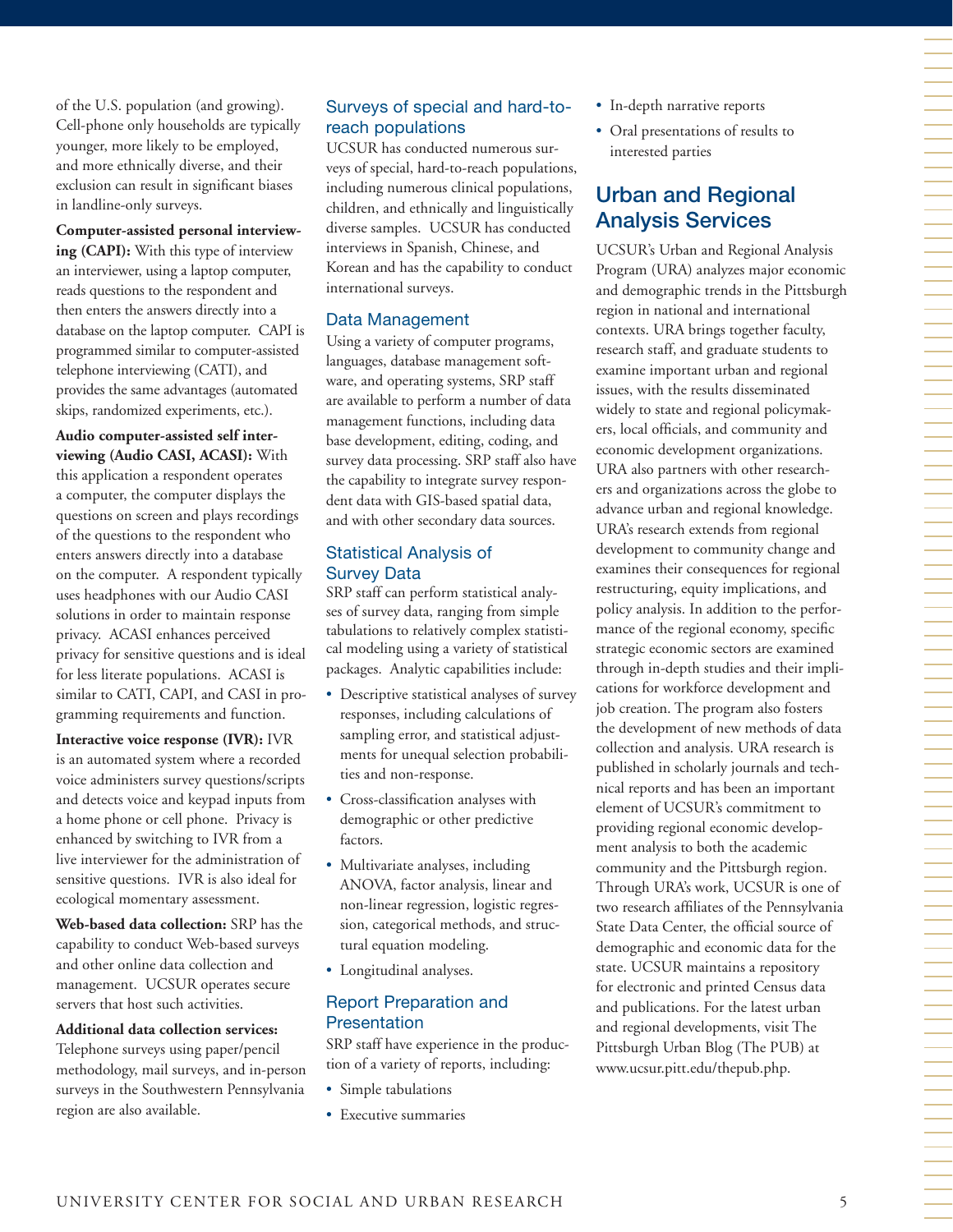of the U.S. population (and growing). Cell-phone only households are typically younger, more likely to be employed, and more ethnically diverse, and their exclusion can result in significant biases in landline-only surveys.

**Computer-assisted personal interviewing (CAPI):** With this type of interview an interviewer, using a laptop computer, reads questions to the respondent and then enters the answers directly into a database on the laptop computer. CAPI is programmed similar to computer-assisted telephone interviewing (CATI), and provides the same advantages (automated skips, randomized experiments, etc.).

**Audio computer-assisted self interviewing (Audio CASI, ACASI):** With this application a respondent operates a computer, the computer displays the questions on screen and plays recordings of the questions to the respondent who enters answers directly into a database on the computer. A respondent typically uses headphones with our Audio CASI solutions in order to maintain response privacy. ACASI enhances perceived privacy for sensitive questions and is ideal for less literate populations. ACASI is similar to CATI, CAPI, and CASI in programming requirements and function.

**Interactive voice response (IVR):** IVR is an automated system where a recorded voice administers survey questions/scripts and detects voice and keypad inputs from a home phone or cell phone. Privacy is enhanced by switching to IVR from a live interviewer for the administration of sensitive questions. IVR is also ideal for ecological momentary assessment.

**Web-based data collection:** SRP has the capability to conduct Web-based surveys and other online data collection and management. UCSUR operates secure servers that host such activities.

**Additional data collection services:** Telephone surveys using paper/pencil methodology, mail surveys, and in-person surveys in the Southwestern Pennsylvania region are also available.

### Surveys of special and hard-to-reach populations

UCSUR has conducted numerous surveys of special, hard-to-reach populations, including numerous clinical populations, children, and ethnically and linguistically diverse samples. UCSUR has conducted interviews in Spanish, Chinese, and Korean and has the capability to conduct international surveys.

### Data Management

Using a variety of computer programs, languages, database management software, and operating systems, SRP staff are available to perform a number of data management functions, including data base development, editing, coding, and survey data processing. SRP staff also have the capability to integrate survey respondent data with GIS-based spatial data, and with other secondary data sources.

### Statistical Analysis of Survey Data

SRP staff can perform statistical analyses of survey data, ranging from simple tabulations to relatively complex statistical modeling using a variety of statistical packages. Analytic capabilities include:

- Descriptive statistical analyses of survey responses, including calculations of sampling error, and statistical adjustments for unequal selection probabilities and non-response.
- Cross-classification analyses with demographic or other predictive factors.
- Multivariate analyses, including ANOVA, factor analysis, linear and non-linear regression, logistic regression, categorical methods, and structural equation modeling.
- Longitudinal analyses.

### Report Preparation and Presentation

SRP staff have experience in the production of a variety of reports, including:

- Simple tabulations
- Executive summaries
- In-depth narrative reports
- Oral presentations of results to interested parties

## Urban and Regional Analysis Services

UCSUR's Urban and Regional Analysis Program (URA) analyzes major economic and demographic trends in the Pittsburgh region in national and international contexts. URA brings together faculty, research staff, and graduate students to examine important urban and regional issues, with the results disseminated widely to state and regional policymakers, local officials, and community and economic development organizations. URA also partners with other researchers and organizations across the globe to advance urban and regional knowledge. URA's research extends from regional development to community change and examines their consequences for regional restructuring, equity implications, and policy analysis. In addition to the performance of the regional economy, specific strategic economic sectors are examined through in-depth studies and their implications for workforce development and job creation. The program also fosters the development of new methods of data collection and analysis. URA research is published in scholarly journals and technical reports and has been an important element of UCSUR's commitment to providing regional economic development analysis to both the academic community and the Pittsburgh region. Through URA's work, UCSUR is one of two research affiliates of the Pennsylvania State Data Center, the official source of demographic and economic data for the state. UCSUR maintains a repository for electronic and printed Census data and publications. For the latest urban and regional developments, visit The Pittsburgh Urban Blog (The PUB) at www.ucsur.pitt.edu/thepub.php.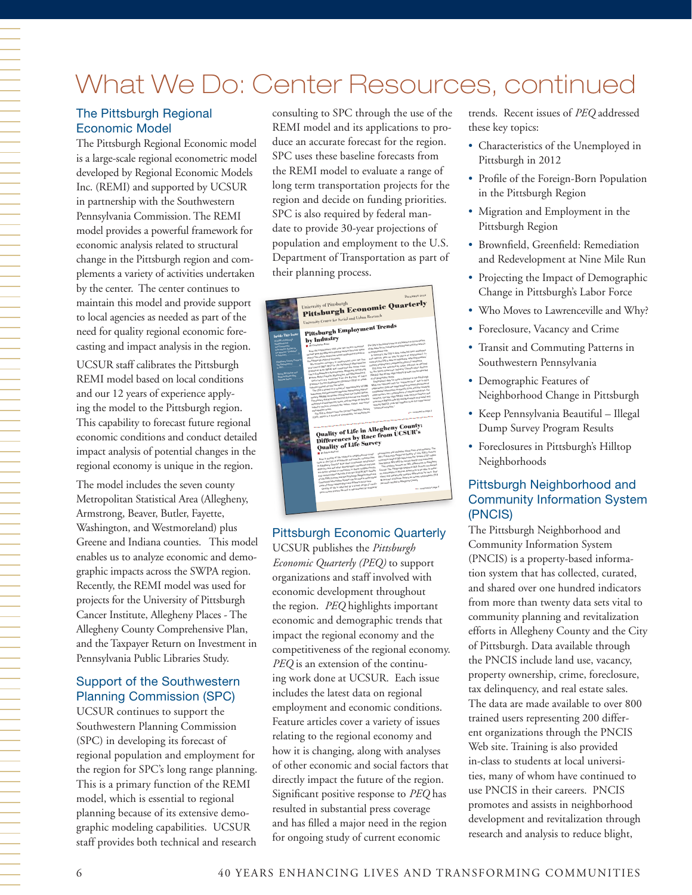# What We Do: Center Resources, continued

## The Pittsburgh Regional Economic Model

The Pittsburgh Regional Economic model is a large-scale regional econometric model developed by Regional Economic Models Inc. (REMI) and supported by UCSUR in partnership with the Southwestern Pennsylvania Commission. The REMI model provides a powerful framework for economic analysis related to structural change in the Pittsburgh region and complements a variety of activities undertaken by the center. The center continues to maintain this model and provide support to local agencies as needed as part of the need for quality regional economic forecasting and impact analysis in the region.

UCSUR staff calibrates the Pittsburgh REMI model based on local conditions and our 12 years of experience applying the model to the Pittsburgh region. This capability to forecast future regional economic conditions and conduct detailed impact analysis of potential changes in the regional economy is unique in the region.

The model includes the seven county Metropolitan Statistical Area (Allegheny, Armstrong, Beaver, Butler, Fayette, Washington, and Westmoreland) plus Greene and Indiana counties. This model enables us to analyze economic and demographic impacts across the SWPA region. Recently, the REMI model was used for projects for the University of Pittsburgh Cancer Institute, Allegheny Places - The Allegheny County Comprehensive Plan, and the Taxpayer Return on Investment in Pennsylvania Public Libraries Study.

## Support of the Southwestern Planning Commission (SPC)

UCSUR continues to support the Southwestern Planning Commission (SPC) in developing its forecast of regional population and employment for the region for SPC's long range planning. This is a primary function of the REMI model, which is essential to regional planning because of its extensive demographic modeling capabilities. UCSUR staff provides both technical and research consulting to SPC through the use of the REMI model and its applications to produce an accurate forecast for the region. SPC uses these baseline forecasts from the REMI model to evaluate a range of long term transportation projects for the region and decide on funding priorities. SPC is also required by federal mandate to provide 30-year projections of population and employment to the U.S. Department of Transportation as part of their planning process.

## Pittsburgh Economic Quarterly

UCSUR publishes the *Pittsburgh Economic Quarterly (PEQ)* to support organizations and staff involved with economic development throughout the region. *PEQ* highlights important economic and demographic trends that impact the regional economy and the competitiveness of the regional economy. *PEQ* is an extension of the continuing work done at UCSUR. Each issue includes the latest data on regional employment and economic conditions. Feature articles cover a variety of issues relating to the regional economy and how it is changing, along with analyses of other economic and social factors that directly impact the future of the region. Significant positive response to *PEQ* has resulted in substantial press coverage and has filled a major need in the region for ongoing study of current economic trends. Recent issues of *PEQ* addressed these key topics:

- Characteristics of the Unemployed in Pittsburgh in 2012
- Profile of the Foreign-Born Population in the Pittsburgh Region
- Migration and Employment in the Pittsburgh Region
- Brownfield, Greenfield: Remediation and Redevelopment at Nine Mile Run
- Projecting the Impact of Demographic Change in Pittsburgh's Labor Force
- Who Moves to Lawrenceville and Why?
- Foreclosure, Vacancy and Crime
- Transit and Commuting Patterns in Southwestern Pennsylvania
- Demographic Features of Neighborhood Change in Pittsburgh
- Keep Pennsylvania Beautiful – Illegal Dump Survey Program Results
- Foreclosures in Pittsburgh's Hilltop Neighborhoods

## Pittsburgh Neighborhood and Community Information System (PNCIS)

The Pittsburgh Neighborhood and Community Information System (PNCIS) is a property-based information system that has collected, curated, and shared over one hundred indicators from more than twenty data sets vital to community planning and revitalization efforts in Allegheny County and the City of Pittsburgh. Data available through the PNCIS include land use, vacancy, property ownership, crime, foreclosure, tax delinquency, and real estate sales. The data are made available to over 800 trained users representing 200 different organizations through the PNCIS Web site. Training is also provided in-class to students at local universities, many of whom have continued to use PNCIS in their careers. PNCIS promotes and assists in neighborhood development and revitalization through research and analysis to reduce blight,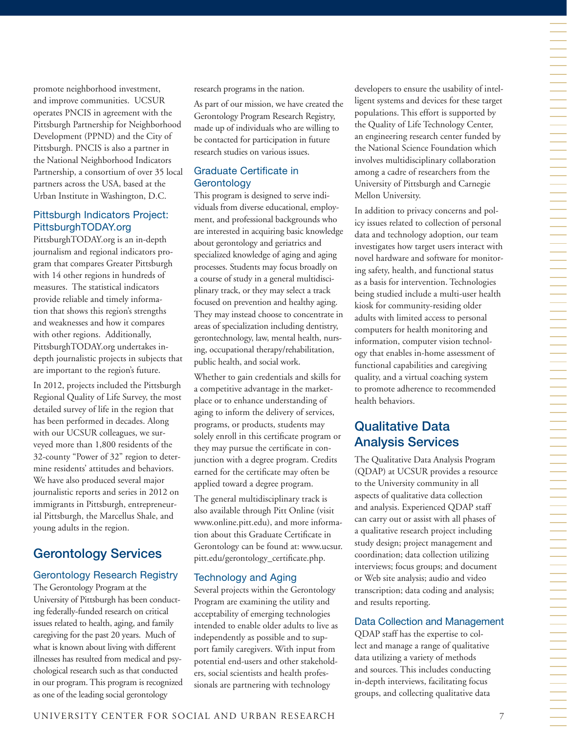promote neighborhood investment, and improve communities. UCSUR operates PNCIS in agreement with the Pittsburgh Partnership for Neighborhood Development (PPND) and the City of Pittsburgh. PNCIS is also a partner in the National Neighborhood Indicators Partnership, a consortium of over 35 local partners across the USA, based at the Urban Institute in Washington, D.C.

### Pittsburgh Indicators Project: PittsburghTODAY.org

PittsburghTODAY.org is an in-depth journalism and regional indicators program that compares Greater Pittsburgh with 14 other regions in hundreds of measures. The statistical indicators provide reliable and timely information that shows this region's strengths and weaknesses and how it compares with other regions. Additionally, PittsburghTODAY.org undertakes in-depth journalistic projects in subjects that are important to the region's future.

In 2012, projects included the Pittsburgh Regional Quality of Life Survey, the most detailed survey of life in the region that has been performed in decades. Along with our UCSUR colleagues, we surveyed more than 1,800 residents of the 32-county "Power of 32" region to determine residents' attitudes and behaviors. We have also produced several major journalistic reports and series in 2012 on immigrants in Pittsburgh, entrepreneurial Pittsburgh, the Marcellus Shale, and young adults in the region.

## Gerontology Services

### Gerontology Research Registry

The Gerontology Program at the University of Pittsburgh has been conducting federally-funded research on critical issues related to health, aging, and family caregiving for the past 20 years. Much of what is known about living with different illnesses has resulted from medical and psychological research such as that conducted in our program. This program is recognized as one of the leading social gerontology research programs in the nation.

As part of our mission, we have created the Gerontology Program Research Registry, made up of individuals who are willing to be contacted for participation in future research studies on various issues.

### Graduate Certificate in Gerontology

This program is designed to serve individuals from diverse educational, employment, and professional backgrounds who are interested in acquiring basic knowledge about gerontology and geriatrics and specialized knowledge of aging and aging processes. Students may focus broadly on a course of study in a general multidisciplinary track, or they may select a track focused on prevention and healthy aging. They may instead choose to concentrate in areas of specialization including dentistry, gerontechnology, law, mental health, nursing, occupational therapy/rehabilitation, public health, and social work.

Whether to gain credentials and skills for a competitive advantage in the marketplace or to enhance understanding of aging to inform the delivery of services, programs, or products, students may solely enroll in this certificate program or they may pursue the certificate in conjunction with a degree program. Credits earned for the certificate may often be applied toward a degree program.

The general multidisciplinary track is also available through Pitt Online (visit www.online.pitt.edu), and more information about this Graduate Certificate in Gerontology can be found at: www.ucsur.pitt.edu/gerontology_certificate.php.

### Technology and Aging

Several projects within the Gerontology Program are examining the utility and acceptability of emerging technologies intended to enable older adults to live as independently as possible and to support family caregivers. With input from potential end-users and other stakeholders, social scientists and health professionals are partnering with technology developers to ensure the usability of intelligent systems and devices for these target populations. This effort is supported by the Quality of Life Technology Center, an engineering research center funded by the National Science Foundation which involves multidisciplinary collaboration among a cadre of researchers from the University of Pittsburgh and Carnegie Mellon University.

In addition to privacy concerns and policy issues related to collection of personal data and technology adoption, our team investigates how target users interact with novel hardware and software for monitoring safety, health, and functional status as a basis for intervention. Technologies being studied include a multi-user health kiosk for community-residing older adults with limited access to personal computers for health monitoring and information, computer vision technology that enables in-home assessment of functional capabilities and caregiving quality, and a virtual coaching system to promote adherence to recommended health behaviors.

## Qualitative Data Analysis Services

The Qualitative Data Analysis Program (QDAP) at UCSUR provides a resource to the University community in all aspects of qualitative data collection and analysis. Experienced QDAP staff can carry out or assist with all phases of a qualitative research project including study design; project management and coordination; data collection utilizing interviews; focus groups; and document or Web site analysis; audio and video transcription; data coding and analysis; and results reporting.

### Data Collection and Management

QDAP staff has the expertise to collect and manage a range of qualitative data utilizing a variety of methods and sources. This includes conducting in-depth interviews, facilitating focus groups, and collecting qualitative data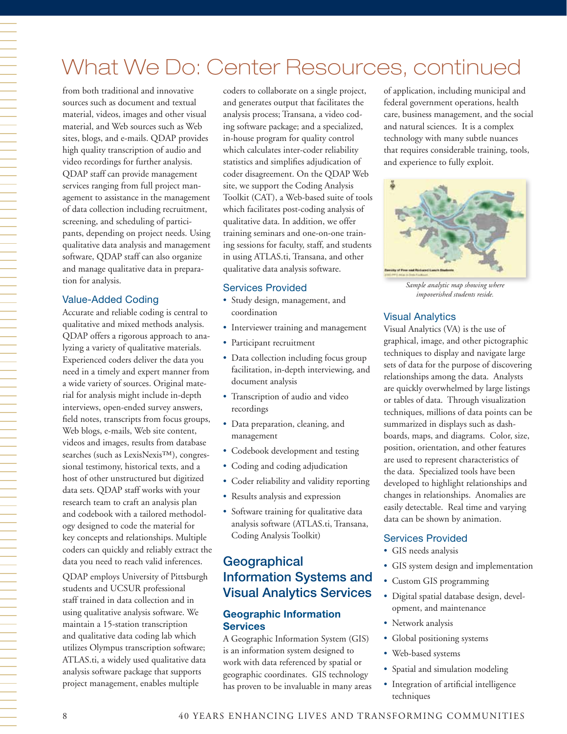# What We Do: Center Resources, continued

from both traditional and innovative sources such as document and textual material, videos, images and other visual material, and Web sources such as Web sites, blogs, and e-mails. QDAP provides high quality transcription of audio and video recordings for further analysis. QDAP staff can provide management services ranging from full project management to assistance in the management of data collection including recruitment, screening, and scheduling of participants, depending on project needs. Using qualitative data analysis and management software, QDAP staff can also organize and manage qualitative data in preparation for analysis.

### Value-Added Coding

Accurate and reliable coding is central to qualitative and mixed methods analysis. QDAP offers a rigorous approach to analyzing a variety of qualitative materials. Experienced coders deliver the data you need in a timely and expert manner from a wide variety of sources. Original material for analysis might include in-depth interviews, open-ended survey answers, field notes, transcripts from focus groups, Web blogs, e-mails, Web site content, videos and images, results from database searches (such as LexisNexis™), congressional testimony, historical texts, and a host of other unstructured but digitized data sets. QDAP staff works with your research team to craft an analysis plan and codebook with a tailored methodology designed to code the material for key concepts and relationships. Multiple coders can quickly and reliably extract the data you need to reach valid inferences.

QDAP employs University of Pittsburgh students and UCSUR professional staff trained in data collection and in using qualitative analysis software. We maintain a 15-station transcription and qualitative data coding lab which utilizes Olympus transcription software; ATLAS.ti, a widely used qualitative data analysis software package that supports project management, enables multiple coders to collaborate on a single project, and generates output that facilitates the analysis process; Transana, a video coding software package; and a specialized, in-house program for quality control which calculates inter-coder reliability statistics and simplifies adjudication of coder disagreement. On the QDAP Web site, we support the Coding Analysis Toolkit (CAT), a Web-based suite of tools which facilitates post-coding analysis of qualitative data. In addition, we offer training seminars and one-on-one training sessions for faculty, staff, and students in using ATLAS.ti, Transana, and other qualitative data analysis software.

### Services Provided

- Study design, management, and coordination
- Interviewer training and management
- Participant recruitment
- Data collection including focus group facilitation, in-depth interviewing, and document analysis
- Transcription of audio and video recordings
- Data preparation, cleaning, and management
- Codebook development and testing
- Coding and coding adjudication
- Coder reliability and validity reporting
- Results analysis and expression
- Software training for qualitative data analysis software (ATLAS.ti, Transana, Coding Analysis Toolkit)

## Geographical Information Systems and Visual Analytics Services

### Geographic Information Services

A Geographic Information System (GIS) is an information system designed to work with data referenced by spatial or geographic coordinates. GIS technology has proven to be invaluable in many areas of application, including municipal and federal government operations, health care, business management, and the social and natural sciences. It is a complex technology with many subtle nuances that requires considerable training, tools, and experience to fully exploit.

*Sample analytic map showing where impoverished students reside.*

### Visual Analytics

Visual Analytics (VA) is the use of graphical, image, and other pictographic techniques to display and navigate large sets of data for the purpose of discovering relationships among the data. Analysts are quickly overwhelmed by large listings or tables of data. Through visualization techniques, millions of data points can be summarized in displays such as dashboards, maps, and diagrams. Color, size, position, orientation, and other features are used to represent characteristics of the data. Specialized tools have been developed to highlight relationships and changes in relationships. Anomalies are easily detectable. Real time and varying data can be shown by animation.

### Services Provided

- GIS needs analysis
- GIS system design and implementation
- Custom GIS programming
- Digital spatial database design, development, and maintenance
- Network analysis
- Global positioning systems
- Web-based systems
- Spatial and simulation modeling
- Integration of artificial intelligence techniques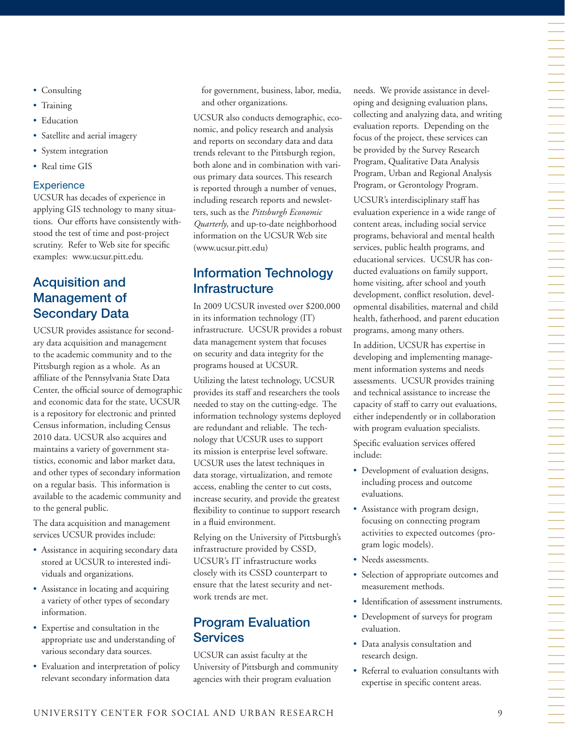- Consulting
- Training
- Education
- Satellite and aerial imagery
- System integration
- Real time GIS

### Experience

UCSUR has decades of experience in applying GIS technology to many situations. Our efforts have consistently withstood the test of time and post-project scrutiny. Refer to Web site for specific examples: www.ucsur.pitt.edu.

## Acquisition and Management of Secondary Data

UCSUR provides assistance for secondary data acquisition and management to the academic community and to the Pittsburgh region as a whole. As an affiliate of the Pennsylvania State Data Center, the official source of demographic and economic data for the state, UCSUR is a repository for electronic and printed Census information, including Census 2010 data. UCSUR also acquires and maintains a variety of government statistics, economic and labor market data, and other types of secondary information on a regular basis. This information is available to the academic community and to the general public.

The data acquisition and management services UCSUR provides include:

- Assistance in acquiring secondary data stored at UCSUR to interested individuals and organizations.
- Assistance in locating and acquiring a variety of other types of secondary information.
- Expertise and consultation in the appropriate use and understanding of various secondary data sources.
- Evaluation and interpretation of policy relevant secondary information data for government, business, labor, media, and other organizations.

UCSUR also conducts demographic, economic, and policy research and analysis and reports on secondary data and data trends relevant to the Pittsburgh region, both alone and in combination with various primary data sources. This research is reported through a number of venues, including research reports and newsletters, such as the *Pittsburgh Economic Quarterly*, and up-to-date neighborhood information on the UCSUR Web site (www.ucsur.pitt.edu)

## Information Technology Infrastructure

In 2009 UCSUR invested over $200,000 in its information technology (IT) infrastructure. UCSUR provides a robust data management system that focuses on security and data integrity for the programs housed at UCSUR.

Utilizing the latest technology, UCSUR provides its staff and researchers the tools needed to stay on the cutting-edge. The information technology systems deployed are redundant and reliable. The technology that UCSUR uses to support its mission is enterprise level software. UCSUR uses the latest techniques in data storage, virtualization, and remote access, enabling the center to cut costs, increase security, and provide the greatest flexibility to continue to support research in a fluid environment.

Relying on the University of Pittsburgh's infrastructure provided by CSSD, UCSUR's IT infrastructure works closely with its CSSD counterpart to ensure that the latest security and network trends are met.

## Program Evaluation Services

UCSUR can assist faculty at the University of Pittsburgh and community agencies with their program evaluation needs. We provide assistance in developing and designing evaluation plans, collecting and analyzing data, and writing evaluation reports. Depending on the focus of the project, these services can be provided by the Survey Research Program, Qualitative Data Analysis Program, Urban and Regional Analysis Program, or Gerontology Program.

UCSUR's interdisciplinary staff has evaluation experience in a wide range of content areas, including social service programs, behavioral and mental health services, public health programs, and educational services. UCSUR has conducted evaluations on family support, home visiting, after school and youth development, conflict resolution, developmental disabilities, maternal and child health, fatherhood, and parent education programs, among many others.

In addition, UCSUR has expertise in developing and implementing management information systems and needs assessments. UCSUR provides training and technical assistance to increase the capacity of staff to carry out evaluations, either independently or in collaboration with program evaluation specialists.

Specific evaluation services offered include:

- Development of evaluation designs, including process and outcome evaluations.
- Assistance with program design, focusing on connecting program activities to expected outcomes (program logic models).
- Needs assessments.
- Selection of appropriate outcomes and measurement methods.
- Identification of assessment instruments.
- Development of surveys for program evaluation.
- Data analysis consultation and research design.
- Referral to evaluation consultants with expertise in specific content areas.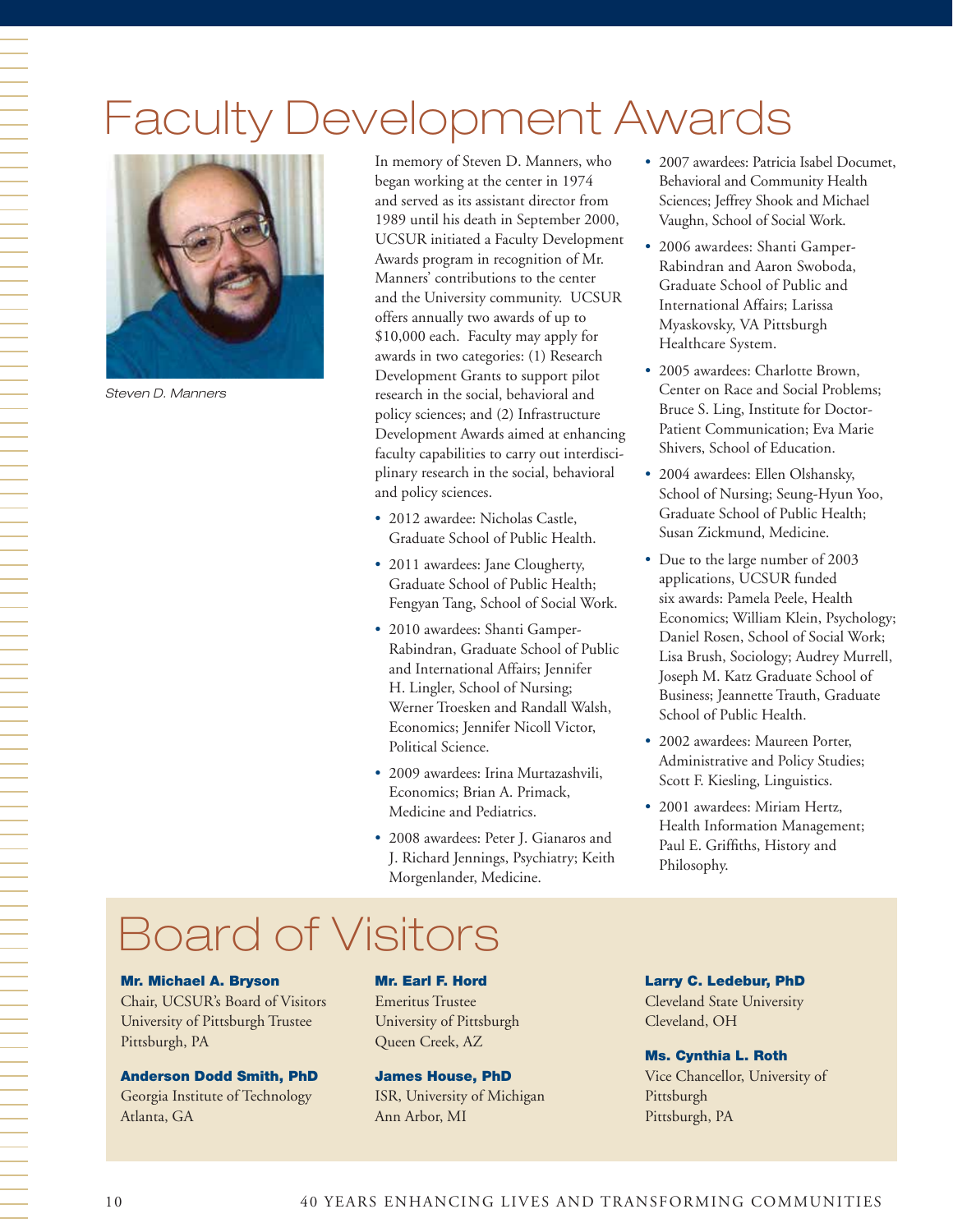# Faculty Development Awards

*Steven D. Manners*

In memory of Steven D. Manners, who began working at the center in 1974 and served as its assistant director from 1989 until his death in September 2000, UCSUR initiated a Faculty Development Awards program in recognition of Mr. Manners' contributions to the center and the University community. UCSUR offers annually two awards of up to $10,000 each. Faculty may apply for awards in two categories: (1) Research Development Grants to support pilot research in the social, behavioral and policy sciences; and (2) Infrastructure Development Awards aimed at enhancing faculty capabilities to carry out interdisciplinary research in the social, behavioral and policy sciences.

- 2012 awardee: Nicholas Castle, Graduate School of Public Health.
- 2011 awardees: Jane Clougherty, Graduate School of Public Health; Fengyan Tang, School of Social Work.
- 2010 awardees: Shanti Gamper-Rabindran, Graduate School of Public and International Affairs; Jennifer H. Lingler, School of Nursing; Werner Troesken and Randall Walsh, Economics; Jennifer Nicoll Victor, Political Science.
- 2009 awardees: Irina Murtazashvili, Economics; Brian A. Primack, Medicine and Pediatrics.
- 2008 awardees: Peter J. Gianaros and J. Richard Jennings, Psychiatry; Keith Morgenlander, Medicine.
- 2007 awardees: Patricia Isabel Documet, Behavioral and Community Health Sciences; Jeffrey Shook and Michael Vaughn, School of Social Work.
- 2006 awardees: Shanti Gamper-Rabindran and Aaron Swoboda, Graduate School of Public and International Affairs; Larissa Myaskovsky, VA Pittsburgh Healthcare System.
- 2005 awardees: Charlotte Brown, Center on Race and Social Problems; Bruce S. Ling, Institute for Doctor-Patient Communication; Eva Marie Shivers, School of Education.
- 2004 awardees: Ellen Olshansky, School of Nursing; Seung-Hyun Yoo, Graduate School of Public Health; Susan Zickmund, Medicine.
- Due to the large number of 2003 applications, UCSUR funded six awards: Pamela Peele, Health Economics; William Klein, Psychology; Daniel Rosen, School of Social Work; Lisa Brush, Sociology; Audrey Murrell, Joseph M. Katz Graduate School of Business; Jeannette Trauth, Graduate School of Public Health.
- 2002 awardees: Maureen Porter, Administrative and Policy Studies; Scott F. Kiesling, Linguistics.
- 2001 awardees: Miriam Hertz, Health Information Management; Paul E. Griffiths, History and Philosophy.

# Board of Visitors

**Mr. Michael A. Bryson**
Chair, UCSUR's Board of Visitors
University of Pittsburgh Trustee
Pittsburgh, PA

**Anderson Dodd Smith, PhD**
Georgia Institute of Technology
Atlanta, GA

**Mr. Earl F. Hord**
Emeritus Trustee
University of Pittsburgh
Queen Creek, AZ

**James House, PhD**
ISR, University of Michigan
Ann Arbor, MI

**Larry C. Ledebur, PhD**
Cleveland State University
Cleveland, OH

**Ms. Cynthia L. Roth**
Vice Chancellor, University of Pittsburgh
Pittsburgh, PA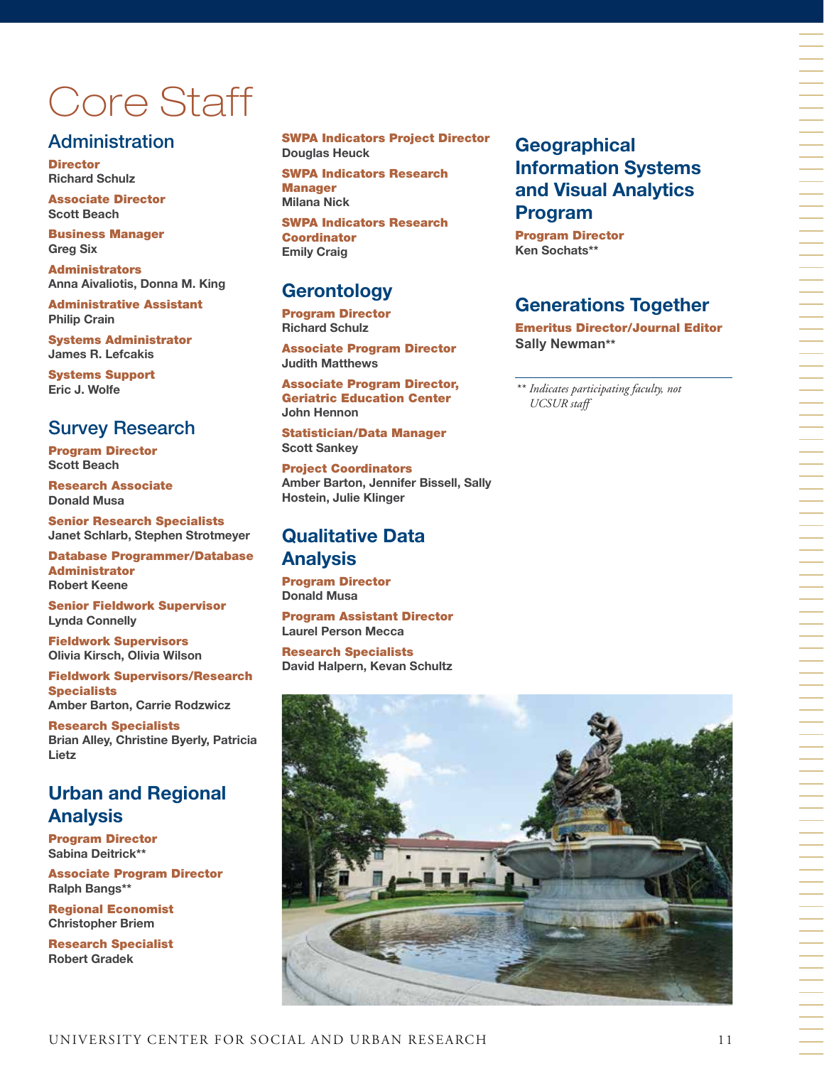# Core Staff

## Administration

**Director**
Richard Schulz

**Associate Director**
Scott Beach

**Business Manager**
Greg Six

**Administrators**
Anna Aivaliotis, Donna M. King

**Administrative Assistant**
Philip Crain

**Systems Administrator**
James R. Lefcakis

**Systems Support**
Eric J. Wolfe

## Survey Research

**Program Director**
Scott Beach

**Research Associate**
Donald Musa

**Senior Research Specialists**
Janet Schlarb, Stephen Strotmeyer

**Database Programmer/Database Administrator**
Robert Keene

**Senior Fieldwork Supervisor**
Lynda Connelly

**Fieldwork Supervisors**
Olivia Kirsch, Olivia Wilson

**Fieldwork Supervisors/Research Specialists**
Amber Barton, Carrie Rodzwicz

**Research Specialists**
Brian Alley, Christine Byerly, Patricia Lietz

## Urban and Regional Analysis

**Program Director**
Sabina Deitrick**

**Associate Program Director**
Ralph Bangs**

**Regional Economist**
Christopher Briem

**Research Specialist**
Robert Gradek

**SWPA Indicators Project Director**
Douglas Heuck

**SWPA Indicators Research Manager**
Milana Nick

**SWPA Indicators Research Coordinator**
Emily Craig

## Gerontology

**Program Director**
Richard Schulz

**Associate Program Director**
Judith Matthews

**Associate Program Director, Geriatric Education Center**
John Hennon

**Statistician/Data Manager**
Scott Sankey

**Project Coordinators**
Amber Barton, Jennifer Bissell, Sally Hostein, Julie Klinger

## Qualitative Data Analysis

**Program Director**
Donald Musa

**Program Assistant Director**
Laurel Person Mecca

**Research Specialists**
David Halpern, Kevan Schultz

## Geographical Information Systems and Visual Analytics Program

**Program Director**
Ken Sochats**

## Generations Together

**Emeritus Director/Journal Editor**
Sally Newman**

---

*** Indicates participating faculty, not UCSUR staff*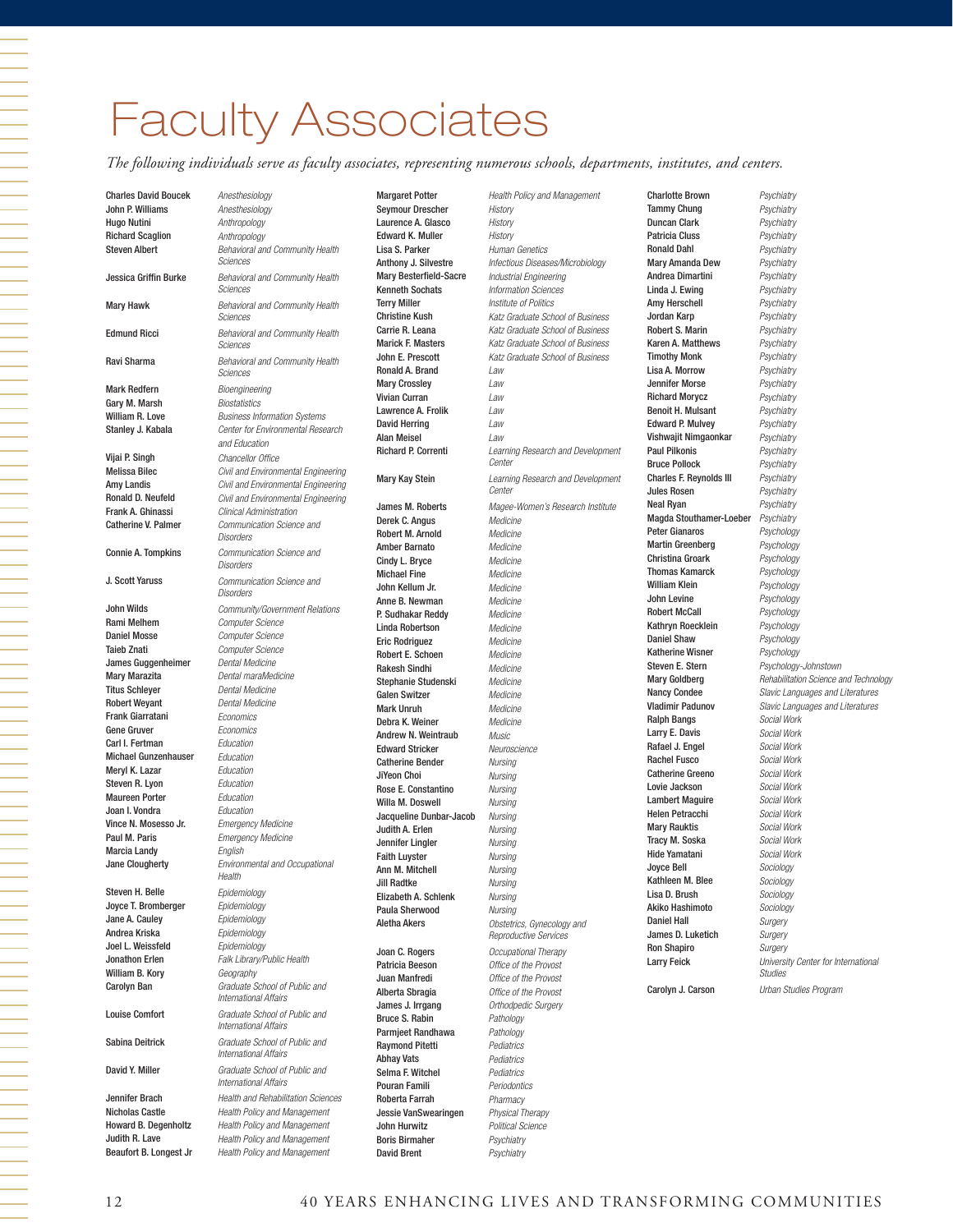# Faculty Associates

*The following individuals serve as faculty associates, representing numerous schools, departments, institutes, and centers.*

| Name | Affiliation |
|---|---|
| Charles David Boucek | *Anesthesiology* |
| John P. Williams | *Anesthesiology* |
| Hugo Nutini | *Anthropology* |
| Richard Scaglion | *Anthropology* |
| Steven Albert | *Behavioral and Community Health Sciences* |
| Jessica Griffin Burke | *Behavioral and Community Health Sciences* |
| Mary Hawk | *Behavioral and Community Health Sciences* |
| Edmund Ricci | *Behavioral and Community Health Sciences* |
| Ravi Sharma | *Behavioral and Community Health Sciences* |
| Mark Redfern | *Bioengineering* |
| Gary M. Marsh | *Biostatistics* |
| William R. Love | *Business Information Systems* |
| Stanley J. Kabala | *Center for Environmental Research and Education* |
| Vijai P. Singh | *Chancellor Office* |
| Melissa Bilec | *Civil and Environmental Engineering* |
| Amy Landis | *Civil and Environmental Engineering* |
| Ronald D. Neufeld | *Civil and Environmental Engineering* |
| Frank A. Ghinassi | *Clinical Administration* |
| Catherine V. Palmer | *Communication Science and Disorders* |
| Connie A. Tompkins | *Communication Science and Disorders* |
| J. Scott Yaruss | *Communication Science and Disorders* |
| John Wilds | *Community/Government Relations* |
| Rami Melhem | *Computer Science* |
| Daniel Mosse | *Computer Science* |
| Taieb Znati | *Computer Science* |
| James Guggenheimer | *Dental Medicine* |
| Mary Marazita | *Dental maraMedicine* |
| Titus Schleyer | *Dental Medicine* |
| Robert Weyant | *Dental Medicine* |
| Frank Giarratani | *Economics* |
| Gene Gruver | *Economics* |
| Carl I. Fertman | *Education* |
| Michael Gunzenhauser | *Education* |
| Meryl K. Lazar | *Education* |
| Steven R. Lyon | *Education* |
| Maureen Porter | *Education* |
| Joan I. Vondra | *Education* |
| Vince N. Mosesso Jr. | *Emergency Medicine* |
| Paul M. Paris | *Emergency Medicine* |
| Marcia Landy | *English* |
| Jane Clougherty | *Environmental and Occupational Health* |
| Steven H. Belle | *Epidemiology* |
| Joyce T. Bromberger | *Epidemiology* |
| Jane A. Cauley | *Epidemiology* |
| Andrea Kriska | *Epidemiology* |
| Joel L. Weissfeld | *Epidemiology* |
| Jonathon Erlen | *Falk Library/Public Health* |
| William B. Kory | *Geography* |
| Carolyn Ban | *Graduate School of Public and International Affairs* |
| Louise Comfort | *Graduate School of Public and International Affairs* |
| Sabina Deitrick | *Graduate School of Public and International Affairs* |
| David Y. Miller | *Graduate School of Public and International Affairs* |
| Jennifer Brach | *Health and Rehabilitation Sciences* |
| Nicholas Castle | *Health Policy and Management* |
| Howard B. Degenholtz | *Health Policy and Management* |
| Judith R. Lave | *Health Policy and Management* |
| Beaufort B. Longest Jr | *Health Policy and Management* |
| Margaret Potter | *Health Policy and Management* |
| Seymour Drescher | *History* |
| Laurence A. Glasco | *History* |
| Edward K. Muller | *History* |
| Lisa S. Parker | *Human Genetics* |
| Anthony J. Silvestre | *Infectious Diseases/Microbiology* |
| Mary Besterfield-Sacre | *Industrial Engineering* |
| Kenneth Sochats | *Information Sciences* |
| Terry Miller | *Institute of Politics* |
| Christine Kush | *Katz Graduate School of Business* |
| Carrie R. Leana | *Katz Graduate School of Business* |
| Marick F. Masters | *Katz Graduate School of Business* |
| John E. Prescott | *Katz Graduate School of Business* |
| Ronald A. Brand | *Law* |
| Mary Crossley | *Law* |
| Vivian Curran | *Law* |
| Lawrence A. Frolik | *Law* |
| David Herring | *Law* |
| Alan Meisel | *Law* |
| Richard P. Correnti | *Learning Research and Development Center* |
| Mary Kay Stein | *Learning Research and Development Center* |
| James M. Roberts | *Magee-Women's Research Institute* |
| Derek C. Angus | *Medicine* |
| Robert M. Arnold | *Medicine* |
| Amber Barnato | *Medicine* |
| Cindy L. Bryce | *Medicine* |
| Michael Fine | *Medicine* |
| John Kellum Jr. | *Medicine* |
| Anne B. Newman | *Medicine* |
| P. Sudhakar Reddy | *Medicine* |
| Linda Robertson | *Medicine* |
| Eric Rodriguez | *Medicine* |
| Robert E. Schoen | *Medicine* |
| Rakesh Sindhi | *Medicine* |
| Stephanie Studenski | *Medicine* |
| Galen Switzer | *Medicine* |
| Mark Unruh | *Medicine* |
| Debra K. Weiner | *Medicine* |
| Andrew N. Weintraub | *Music* |
| Edward Stricker | *Neuroscience* |
| Catherine Bender | *Nursing* |
| JiYeon Choi | *Nursing* |
| Rose E. Constantino | *Nursing* |
| Willa M. Doswell | *Nursing* |
| Jacqueline Dunbar-Jacob | *Nursing* |
| Judith A. Erlen | *Nursing* |
| Jennifer Lingler | *Nursing* |
| Faith Luyster | *Nursing* |
| Ann M. Mitchell | *Nursing* |
| Jill Radtke | *Nursing* |
| Elizabeth A. Schlenk | *Nursing* |
| Paula Sherwood | *Nursing* |
| Aletha Akers | *Obstetrics, Gynecology and Reproductive Services* |
| Joan C. Rogers | *Occupational Therapy* |
| Patricia Beeson | *Office of the Provost* |
| Juan Manfredi | *Office of the Provost* |
| Alberta Sbragia | *Office of the Provost* |
| James J. Irrgang | *Orthopedic Surgery* |
| Bruce S. Rabin | *Pathology* |
| Parmjeet Randhawa | *Pathology* |
| Raymond Pitetti | *Pediatrics* |
| Abhay Vats | *Pediatrics* |
| Selma F. Witchel | *Pediatrics* |
| Pouran Famili | *Periodontics* |
| Roberta Farrah | *Pharmacy* |
| Jessie VanSwearingen | *Physical Therapy* |
| John Hurwitz | *Political Science* |
| Boris Birmaher | *Psychiatry* |
| David Brent | *Psychiatry* |
| Charlotte Brown | *Psychiatry* |
| Tammy Chung | *Psychiatry* |
| Duncan Clark | *Psychiatry* |
| Patricia Cluss | *Psychiatry* |
| Ronald Dahl | *Psychiatry* |
| Mary Amanda Dew | *Psychiatry* |
| Andrea Dimartini | *Psychiatry* |
| Linda J. Ewing | *Psychiatry* |
| Amy Herschell | *Psychiatry* |
| Jordan Karp | *Psychiatry* |
| Robert S. Marin | *Psychiatry* |
| Karen A. Matthews | *Psychiatry* |
| Timothy Monk | *Psychiatry* |
| Lisa A. Morrow | *Psychiatry* |
| Jennifer Morse | *Psychiatry* |
| Richard Morycz | *Psychiatry* |
| Benoit H. Mulsant | *Psychiatry* |
| Edward P. Mulvey | *Psychiatry* |
| Vishwajit Nimgaonkar | *Psychiatry* |
| Paul Pilkonis | *Psychiatry* |
| Bruce Pollock | *Psychiatry* |
| Charles F. Reynolds III | *Psychiatry* |
| Jules Rosen | *Psychiatry* |
| Neal Ryan | *Psychiatry* |
| Magda Stouthamer-Loeber | *Psychiatry* |
| Peter Gianaros | *Psychology* |
| Martin Greenberg | *Psychology* |
| Christina Groark | *Psychology* |
| Thomas Kamarck | *Psychology* |
| William Klein | *Psychology* |
| John Levine | *Psychology* |
| Robert McCall | *Psychology* |
| Kathryn Roecklein | *Psychology* |
| Daniel Shaw | *Psychology* |
| Katherine Wisner | *Psychology* |
| Steven E. Stern | *Psychology-Johnstown* |
| Mary Goldberg | *Rehabilitation Science and Technology* |
| Nancy Condee | *Slavic Languages and Literatures* |
| Vladimir Padunov | *Slavic Languages and Literatures* |
| Ralph Bangs | *Social Work* |
| Larry E. Davis | *Social Work* |
| Rafael J. Engel | *Social Work* |
| Rachel Fusco | *Social Work* |
| Catherine Greeno | *Social Work* |
| Lovie Jackson | *Social Work* |
| Lambert Maguire | *Social Work* |
| Helen Petracchi | *Social Work* |
| Mary Rauktis | *Social Work* |
| Tracy M. Soska | *Social Work* |
| Hide Yamatani | *Social Work* |
| Joyce Bell | *Sociology* |
| Kathleen M. Blee | *Sociology* |
| Lisa D. Brush | *Sociology* |
| Akiko Hashimoto | *Sociology* |
| Daniel Hall | *Surgery* |
| James D. Luketich | *Surgery* |
| Ron Shapiro | *Surgery* |
| Larry Feick | *University Center for International Studies* |
| Carolyn J. Carson | *Urban Studies Program* |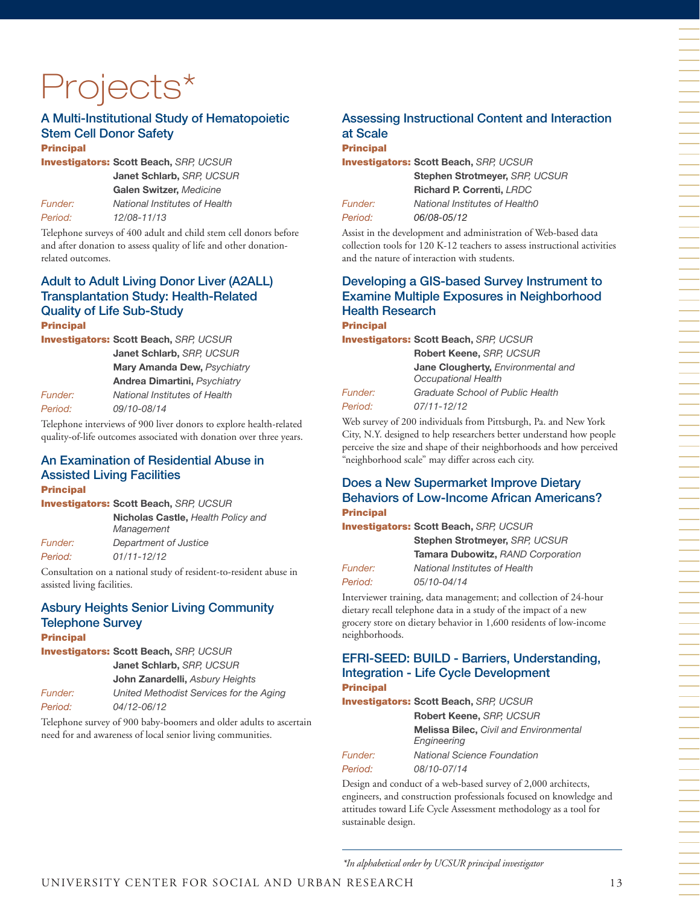# Projects*

## A Multi-Institutional Study of Hematopoietic Stem Cell Donor Safety

**Principal Investigators:** **Scott Beach,** *SRP, UCSUR*
**Janet Schlarb,** *SRP, UCSUR*
**Galen Switzer,** *Medicine*

*Funder:* *National Institutes of Health*

*Period:* *12/08-11/13*

Telephone surveys of 400 adult and child stem cell donors before and after donation to assess quality of life and other donation-related outcomes.

## Adult to Adult Living Donor Liver (A2ALL) Transplantation Study: Health-Related Quality of Life Sub-Study

**Principal Investigators:** **Scott Beach,** *SRP, UCSUR*
**Janet Schlarb,** *SRP, UCSUR*
**Mary Amanda Dew,** *Psychiatry*
**Andrea Dimartini,** *Psychiatry*

*Funder:* *National Institutes of Health*

*Period:* *09/10-08/14*

Telephone interviews of 900 liver donors to explore health-related quality-of-life outcomes associated with donation over three years.

## An Examination of Residential Abuse in Assisted Living Facilities

**Principal Investigators:** **Scott Beach,** *SRP, UCSUR*
**Nicholas Castle,** *Health Policy and Management*

*Funder:* *Department of Justice*

*Period:* *01/11-12/12*

Consultation on a national study of resident-to-resident abuse in assisted living facilities.

## Asbury Heights Senior Living Community Telephone Survey

**Principal Investigators:** **Scott Beach,** *SRP, UCSUR*
**Janet Schlarb,** *SRP, UCSUR*
**John Zanardelli,** *Asbury Heights*

*Funder:* *United Methodist Services for the Aging*

*Period:* *04/12-06/12*

Telephone survey of 900 baby-boomers and older adults to ascertain need for and awareness of local senior living communities.

## Assessing Instructional Content and Interaction at Scale

**Principal Investigators:** **Scott Beach,** *SRP, UCSUR*
**Stephen Strotmeyer,** *SRP, UCSUR*
**Richard P. Correnti,** *LRDC*

*Funder:* *National Institutes of Health0*

*Period:* *06/08-05/12*

Assist in the development and administration of Web-based data collection tools for 120 K-12 teachers to assess instructional activities and the nature of interaction with students.

## Developing a GIS-based Survey Instrument to Examine Multiple Exposures in Neighborhood Health Research

**Principal Investigators:** **Scott Beach,** *SRP, UCSUR*
**Robert Keene,** *SRP, UCSUR*
**Jane Clougherty,** *Environmental and Occupational Health*

*Funder:* *Graduate School of Public Health*

*Period:* *07/11-12/12*

Web survey of 200 individuals from Pittsburgh, Pa. and New York City, N.Y. designed to help researchers better understand how people perceive the size and shape of their neighborhoods and how perceived "neighborhood scale" may differ across each city.

## Does a New Supermarket Improve Dietary Behaviors of Low-Income African Americans?

**Principal Investigators:** **Scott Beach,** *SRP, UCSUR*
**Stephen Strotmeyer,** *SRP, UCSUR*
**Tamara Dubowitz,** *RAND Corporation*

*Funder:* *National Institutes of Health*

*Period:* *05/10-04/14*

Interviewer training, data management; and collection of 24-hour dietary recall telephone data in a study of the impact of a new grocery store on dietary behavior in 1,600 residents of low-income neighborhoods.

## EFRI-SEED: BUILD - Barriers, Understanding, Integration - Life Cycle Development

**Principal Investigators:** **Scott Beach,** *SRP, UCSUR*
**Robert Keene,** *SRP, UCSUR*
**Melissa Bilec,** *Civil and Environmental Engineering*

*Funder:* *National Science Foundation*

*Period:* *08/10-07/14*

Design and conduct of a web-based survey of 2,000 architects, engineers, and construction professionals focused on knowledge and attitudes toward Life Cycle Assessment methodology as a tool for sustainable design.

*\*In alphabetical order by UCSUR principal investigator*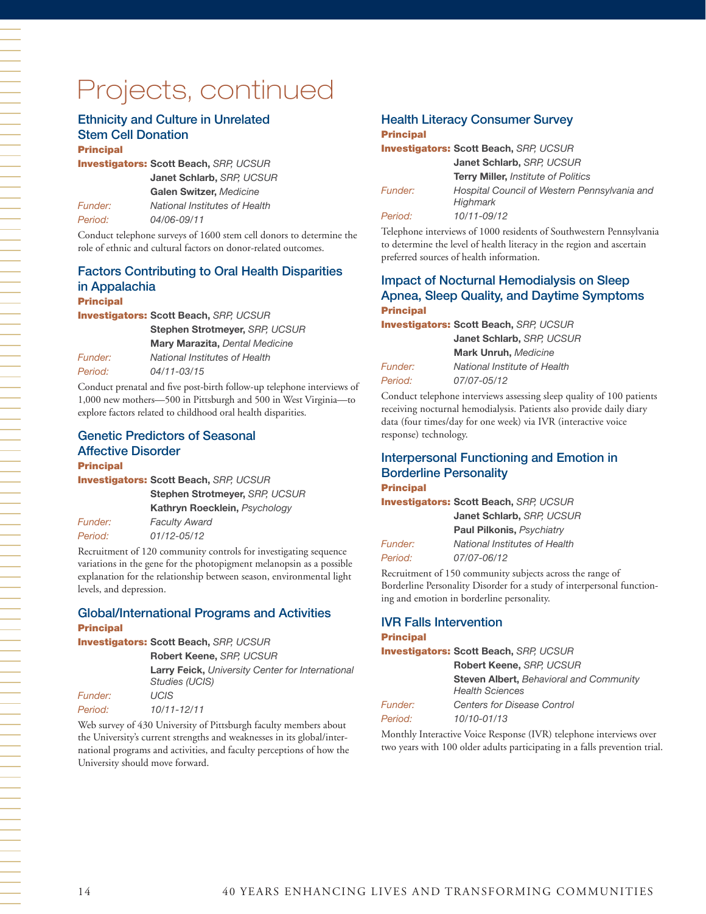# Projects, continued

### Ethnicity and Culture in Unrelated Stem Cell Donation

**Principal Investigators:** **Scott Beach,** *SRP, UCSUR*
**Janet Schlarb,** *SRP, UCSUR*
**Galen Switzer,** *Medicine*

*Funder:* *National Institutes of Health*

*Period:* *04/06-09/11*

Conduct telephone surveys of 1600 stem cell donors to determine the role of ethnic and cultural factors on donor-related outcomes.

### Factors Contributing to Oral Health Disparities in Appalachia

**Principal Investigators:** **Scott Beach,** *SRP, UCSUR*
**Stephen Strotmeyer,** *SRP, UCSUR*
**Mary Marazita,** *Dental Medicine*

*Funder:* *National Institutes of Health*

*Period:* *04/11-03/15*

Conduct prenatal and five post-birth follow-up telephone interviews of 1,000 new mothers—500 in Pittsburgh and 500 in West Virginia—to explore factors related to childhood oral health disparities.

### Genetic Predictors of Seasonal Affective Disorder

**Principal Investigators:** **Scott Beach,** *SRP, UCSUR*
**Stephen Strotmeyer,** *SRP, UCSUR*
**Kathryn Roecklein,** *Psychology*

*Funder:* *Faculty Award*

*Period:* *01/12-05/12*

Recruitment of 120 community controls for investigating sequence variations in the gene for the photopigment melanopsin as a possible explanation for the relationship between season, environmental light levels, and depression.

### Global/International Programs and Activities

**Principal Investigators:** **Scott Beach,** *SRP, UCSUR*
**Robert Keene,** *SRP, UCSUR*
**Larry Feick,** *University Center for International Studies (UCIS)*

*Funder:* *UCIS*

*Period:* *10/11-12/11*

Web survey of 430 University of Pittsburgh faculty members about the University's current strengths and weaknesses in its global/international programs and activities, and faculty perceptions of how the University should move forward.

### Health Literacy Consumer Survey

**Principal Investigators:** **Scott Beach,** *SRP, UCSUR*
**Janet Schlarb,** *SRP, UCSUR*
**Terry Miller,** *Institute of Politics*

*Funder:* *Hospital Council of Western Pennsylvania and Highmark*

*Period:* *10/11-09/12*

Telephone interviews of 1000 residents of Southwestern Pennsylvania to determine the level of health literacy in the region and ascertain preferred sources of health information.

### Impact of Nocturnal Hemodialysis on Sleep Apnea, Sleep Quality, and Daytime Symptoms

**Principal Investigators:** **Scott Beach,** *SRP, UCSUR*
**Janet Schlarb,** *SRP, UCSUR*
**Mark Unruh,** *Medicine*

*Funder:* *National Institute of Health*

*Period:* *07/07-05/12*

Conduct telephone interviews assessing sleep quality of 100 patients receiving nocturnal hemodialysis. Patients also provide daily diary data (four times/day for one week) via IVR (interactive voice response) technology.

### Interpersonal Functioning and Emotion in Borderline Personality

**Principal Investigators:** **Scott Beach,** *SRP, UCSUR*
**Janet Schlarb,** *SRP, UCSUR*
**Paul Pilkonis,** *Psychiatry*

*Funder:* *National Institutes of Health*

*Period:* *07/07-06/12*

Recruitment of 150 community subjects across the range of Borderline Personality Disorder for a study of interpersonal functioning and emotion in borderline personality.

### IVR Falls Intervention

**Principal Investigators:** **Scott Beach,** *SRP, UCSUR*
**Robert Keene,** *SRP, UCSUR*
**Steven Albert,** *Behavioral and Community Health Sciences*

*Funder:* *Centers for Disease Control*

*Period:* *10/10-01/13*

Monthly Interactive Voice Response (IVR) telephone interviews over two years with 100 older adults participating in a falls prevention trial.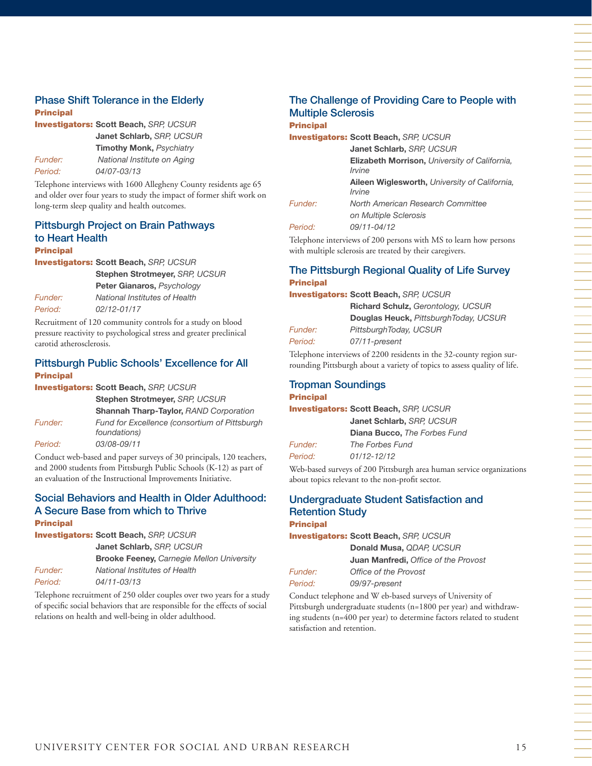### Phase Shift Tolerance in the Elderly

**Principal Investigators:** **Scott Beach,** *SRP, UCSUR*
**Janet Schlarb,** *SRP, UCSUR*
**Timothy Monk,** *Psychiatry*

*Funder:* *National Institute on Aging*

*Period:* *04/07-03/13*

Telephone interviews with 1600 Allegheny County residents age 65 and older over four years to study the impact of former shift work on long-term sleep quality and health outcomes.

### Pittsburgh Project on Brain Pathways to Heart Health

**Principal Investigators:** **Scott Beach,** *SRP, UCSUR*
**Stephen Strotmeyer,** *SRP, UCSUR*
**Peter Gianaros,** *Psychology*

*Funder:* *National Institutes of Health*

*Period:* *02/12-01/17*

Recruitment of 120 community controls for a study on blood pressure reactivity to psychological stress and greater preclinical carotid atherosclerosis.

### Pittsburgh Public Schools' Excellence for All

**Principal Investigators:** **Scott Beach,** *SRP, UCSUR*
**Stephen Strotmeyer,** *SRP, UCSUR*
**Shannah Tharp-Taylor,** *RAND Corporation*

*Funder:* *Fund for Excellence (consortium of Pittsburgh foundations)*

*Period:* *03/08-09/11*

Conduct web-based and paper surveys of 30 principals, 120 teachers, and 2000 students from Pittsburgh Public Schools (K-12) as part of an evaluation of the Instructional Improvements Initiative.

### Social Behaviors and Health in Older Adulthood: A Secure Base from which to Thrive

**Principal Investigators:** **Scott Beach,** *SRP, UCSUR*
**Janet Schlarb,** *SRP, UCSUR*
**Brooke Feeney,** *Carnegie Mellon University*

*Funder:* *National Institutes of Health*

*Period:* *04/11-03/13*

Telephone recruitment of 250 older couples over two years for a study of specific social behaviors that are responsible for the effects of social relations on health and well-being in older adulthood.

### The Challenge of Providing Care to People with Multiple Sclerosis

**Principal Investigators:** **Scott Beach,** *SRP, UCSUR*
**Janet Schlarb,** *SRP, UCSUR*
**Elizabeth Morrison,** *University of California, Irvine*
**Aileen Wiglesworth,** *University of California, Irvine*

*Funder:* *North American Research Committee on Multiple Sclerosis*

*Period:* *09/11-04/12*

Telephone interviews of 200 persons with MS to learn how persons with multiple sclerosis are treated by their caregivers.

### The Pittsburgh Regional Quality of Life Survey

**Principal Investigators:** **Scott Beach,** *SRP, UCSUR*
**Richard Schulz,** *Gerontology, UCSUR*
**Douglas Heuck,** *PittsburghToday, UCSUR*

*Funder:* *PittsburghToday, UCSUR*

*Period:* *07/11-present*

Telephone interviews of 2200 residents in the 32-county region surrounding Pittsburgh about a variety of topics to assess quality of life.

### Tropman Soundings

**Principal Investigators:** **Scott Beach,** *SRP, UCSUR*
**Janet Schlarb,** *SRP, UCSUR*
**Diana Bucco,** *The Forbes Fund*

*Funder:* *The Forbes Fund*

*Period:* *01/12-12/12*

Web-based surveys of 200 Pittsburgh area human service organizations about topics relevant to the non-profit sector.

### Undergraduate Student Satisfaction and Retention Study

**Principal Investigators:** **Scott Beach,** *SRP, UCSUR*
**Donald Musa,** *QDAP, UCSUR*
**Juan Manfredi,** *Office of the Provost*

*Funder:* *Office of the Provost*

*Period:* *09/97-present*

Conduct telephone and W eb-based surveys of University of Pittsburgh undergraduate students (n=1800 per year) and withdrawing students (n=400 per year) to determine factors related to student satisfaction and retention.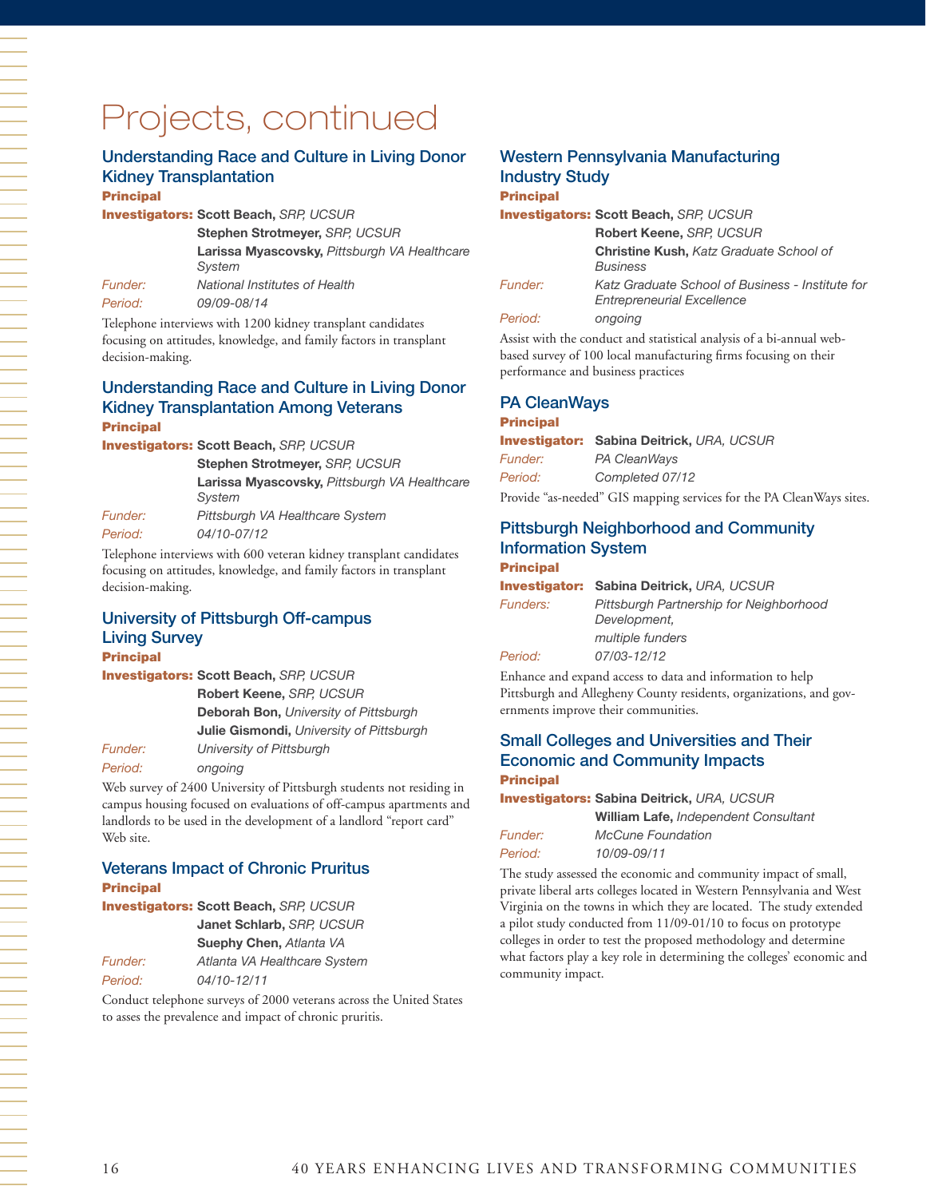# Projects, continued

## Understanding Race and Culture in Living Donor Kidney Transplantation

**Principal Investigators:** **Scott Beach,** *SRP, UCSUR*
**Stephen Strotmeyer,** *SRP, UCSUR*
**Larissa Myascovsky,** *Pittsburgh VA Healthcare System*

*Funder:* *National Institutes of Health*

*Period:* *09/09-08/14*

Telephone interviews with 1200 kidney transplant candidates focusing on attitudes, knowledge, and family factors in transplant decision-making.

## Understanding Race and Culture in Living Donor Kidney Transplantation Among Veterans

**Principal Investigators:** **Scott Beach,** *SRP, UCSUR*
**Stephen Strotmeyer,** *SRP, UCSUR*
**Larissa Myascovsky,** *Pittsburgh VA Healthcare System*

*Funder:* *Pittsburgh VA Healthcare System*

*Period:* *04/10-07/12*

Telephone interviews with 600 veteran kidney transplant candidates focusing on attitudes, knowledge, and family factors in transplant decision-making.

## University of Pittsburgh Off-campus Living Survey

**Principal Investigators:** **Scott Beach,** *SRP, UCSUR*
**Robert Keene,** *SRP, UCSUR*
**Deborah Bon,** *University of Pittsburgh*
**Julie Gismondi,** *University of Pittsburgh*

*Funder:* *University of Pittsburgh*

*Period:* *ongoing*

Web survey of 2400 University of Pittsburgh students not residing in campus housing focused on evaluations of off-campus apartments and landlords to be used in the development of a landlord "report card" Web site.

## Veterans Impact of Chronic Pruritus

**Principal Investigators:** **Scott Beach,** *SRP, UCSUR*
**Janet Schlarb,** *SRP, UCSUR*
**Suephy Chen,** *Atlanta VA*

*Funder:* *Atlanta VA Healthcare System*

*Period:* *04/10-12/11*

Conduct telephone surveys of 2000 veterans across the United States to asses the prevalence and impact of chronic pruritis.

## Western Pennsylvania Manufacturing Industry Study

**Principal Investigators:** **Scott Beach,** *SRP, UCSUR*
**Robert Keene,** *SRP, UCSUR*
**Christine Kush,** *Katz Graduate School of Business*

*Funder:* *Katz Graduate School of Business - Institute for Entrepreneurial Excellence*

*Period:* *ongoing*

Assist with the conduct and statistical analysis of a bi-annual web-based survey of 100 local manufacturing firms focusing on their performance and business practices

## PA CleanWays

**Principal Investigator:** **Sabina Deitrick,** *URA, UCSUR*

*Funder:* *PA CleanWays*

*Period:* *Completed 07/12*

Provide "as-needed" GIS mapping services for the PA CleanWays sites.

## Pittsburgh Neighborhood and Community Information System

**Principal Investigator:** **Sabina Deitrick,** *URA, UCSUR*

*Funders:* *Pittsburgh Partnership for Neighborhood Development, multiple funders*

*Period:* *07/03-12/12*

Enhance and expand access to data and information to help Pittsburgh and Allegheny County residents, organizations, and governments improve their communities.

## Small Colleges and Universities and Their Economic and Community Impacts

**Principal Investigators:** **Sabina Deitrick,** *URA, UCSUR*
**William Lafe,** *Independent Consultant*

*Funder:* *McCune Foundation*

*Period:* *10/09-09/11*

The study assessed the economic and community impact of small, private liberal arts colleges located in Western Pennsylvania and West Virginia on the towns in which they are located. The study extended a pilot study conducted from 11/09-01/10 to focus on prototype colleges in order to test the proposed methodology and determine what factors play a key role in determining the colleges' economic and community impact.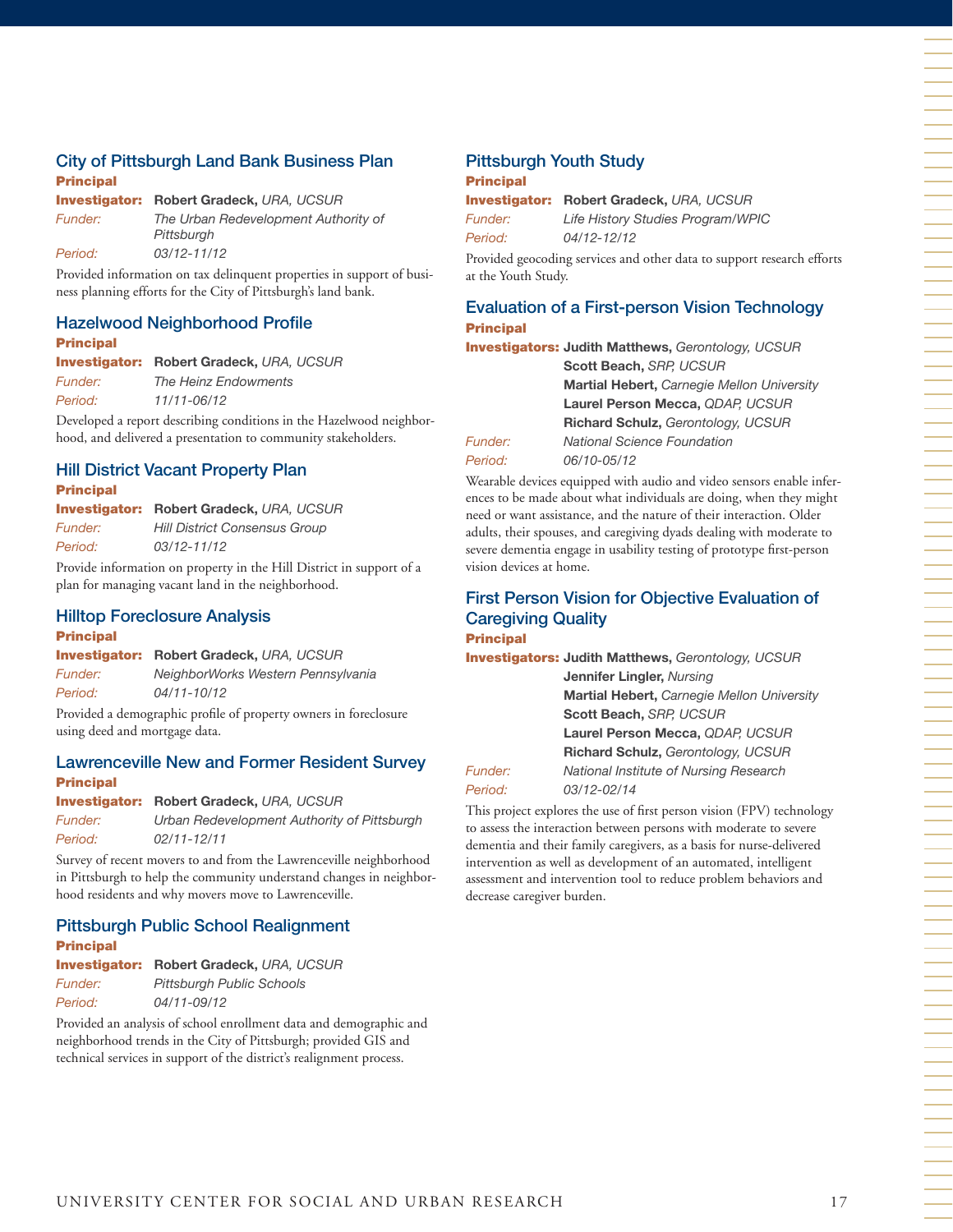### City of Pittsburgh Land Bank Business Plan

**Principal Investigator:** **Robert Gradeck,** *URA, UCSUR*
*Funder:* *The Urban Redevelopment Authority of Pittsburgh*
*Period:* *03/12-11/12*

Provided information on tax delinquent properties in support of business planning efforts for the City of Pittsburgh's land bank.

### Hazelwood Neighborhood Profile

**Principal Investigator:** **Robert Gradeck,** *URA, UCSUR*
*Funder:* *The Heinz Endowments*
*Period:* *11/11-06/12*

Developed a report describing conditions in the Hazelwood neighborhood, and delivered a presentation to community stakeholders.

### Hill District Vacant Property Plan

**Principal Investigator:** **Robert Gradeck,** *URA, UCSUR*
*Funder:* *Hill District Consensus Group*
*Period:* *03/12-11/12*

Provide information on property in the Hill District in support of a plan for managing vacant land in the neighborhood.

### Hilltop Foreclosure Analysis

**Principal Investigator:** **Robert Gradeck,** *URA, UCSUR*
*Funder:* *NeighborWorks Western Pennsylvania*
*Period:* *04/11-10/12*

Provided a demographic profile of property owners in foreclosure using deed and mortgage data.

### Lawrenceville New and Former Resident Survey

**Principal Investigator:** **Robert Gradeck,** *URA, UCSUR*
*Funder:* *Urban Redevelopment Authority of Pittsburgh*
*Period:* *02/11-12/11*

Survey of recent movers to and from the Lawrenceville neighborhood in Pittsburgh to help the community understand changes in neighborhood residents and why movers move to Lawrenceville.

### Pittsburgh Public School Realignment

**Principal Investigator:** **Robert Gradeck,** *URA, UCSUR*
*Funder:* *Pittsburgh Public Schools*
*Period:* *04/11-09/12*

Provided an analysis of school enrollment data and demographic and neighborhood trends in the City of Pittsburgh; provided GIS and technical services in support of the district's realignment process.

### Pittsburgh Youth Study

**Principal Investigator:** **Robert Gradeck,** *URA, UCSUR*
*Funder:* *Life History Studies Program/WPIC*
*Period:* *04/12-12/12*

Provided geocoding services and other data to support research efforts at the Youth Study.

### Evaluation of a First-person Vision Technology

**Principal Investigators:** **Judith Matthews,** *Gerontology, UCSUR*
**Scott Beach,** *SRP, UCSUR*
**Martial Hebert,** *Carnegie Mellon University*
**Laurel Person Mecca,** *QDAP, UCSUR*
**Richard Schulz,** *Gerontology, UCSUR*
*Funder:* *National Science Foundation*
*Period:* *06/10-05/12*

Wearable devices equipped with audio and video sensors enable inferences to be made about what individuals are doing, when they might need or want assistance, and the nature of their interaction. Older adults, their spouses, and caregiving dyads dealing with moderate to severe dementia engage in usability testing of prototype first-person vision devices at home.

### First Person Vision for Objective Evaluation of Caregiving Quality

**Principal Investigators:** **Judith Matthews,** *Gerontology, UCSUR*
**Jennifer Lingler,** *Nursing*
**Martial Hebert,** *Carnegie Mellon University*
**Scott Beach,** *SRP, UCSUR*
**Laurel Person Mecca,** *QDAP, UCSUR*
**Richard Schulz,** *Gerontology, UCSUR*
*Funder:* *National Institute of Nursing Research*
*Period:* *03/12-02/14*

This project explores the use of first person vision (FPV) technology to assess the interaction between persons with moderate to severe dementia and their family caregivers, as a basis for nurse-delivered intervention as well as development of an automated, intelligent assessment and intervention tool to reduce problem behaviors and decrease caregiver burden.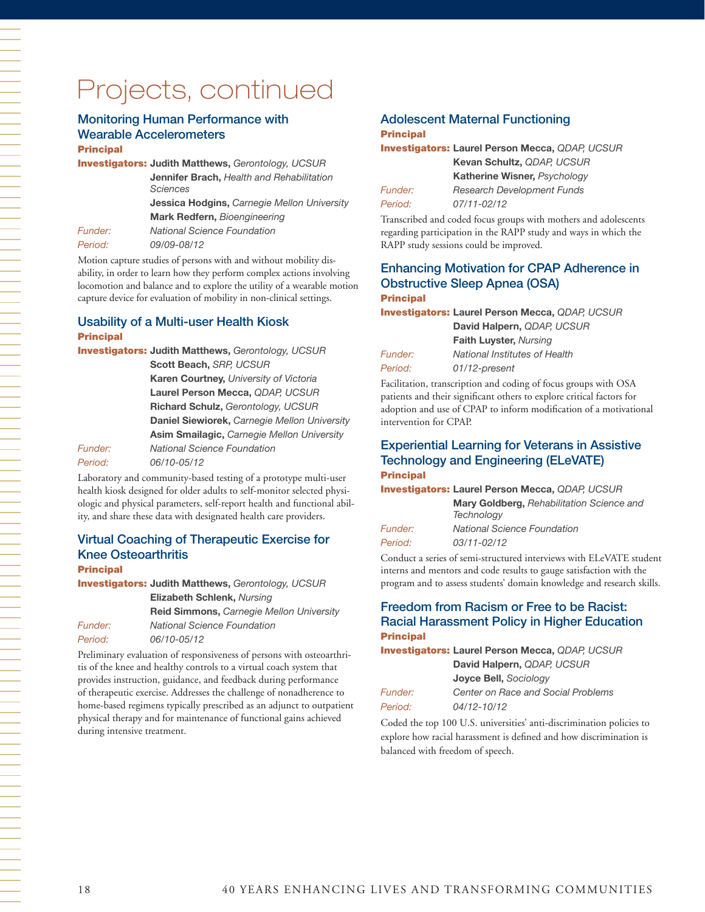# Projects, continued

## Monitoring Human Performance with Wearable Accelerometers

**Principal Investigators:** **Judith Matthews,** *Gerontology, UCSUR*
**Jennifer Brach,** *Health and Rehabilitation Sciences*
**Jessica Hodgins,** *Carnegie Mellon University*
**Mark Redfern,** *Bioengineering*

*Funder:* *National Science Foundation*

*Period:* *09/09-08/12*

Motion capture studies of persons with and without mobility disability, in order to learn how they perform complex actions involving locomotion and balance and to explore the utility of a wearable motion capture device for evaluation of mobility in non-clinical settings.

## Usability of a Multi-user Health Kiosk

**Principal Investigators:** **Judith Matthews,** *Gerontology, UCSUR*
**Scott Beach,** *SRP, UCSUR*
**Karen Courtney,** *University of Victoria*
**Laurel Person Mecca,** *QDAP, UCSUR*
**Richard Schulz,** *Gerontology, UCSUR*
**Daniel Siewiorek,** *Carnegie Mellon University*
**Asim Smailagic,** *Carnegie Mellon University*

*Funder:* *National Science Foundation*

*Period:* *06/10-05/12*

Laboratory and community-based testing of a prototype multi-user health kiosk designed for older adults to self-monitor selected physiologic and physical parameters, self-report health and functional ability, and share these data with designated health care providers.

## Virtual Coaching of Therapeutic Exercise for Knee Osteoarthritis

**Principal Investigators:** **Judith Matthews,** *Gerontology, UCSUR*
**Elizabeth Schlenk,** *Nursing*
**Reid Simmons,** *Carnegie Mellon University*

*Funder:* *National Science Foundation*

*Period:* *06/10-05/12*

Preliminary evaluation of responsiveness of persons with osteoarthritis of the knee and healthy controls to a virtual coach system that provides instruction, guidance, and feedback during performance of therapeutic exercise. Addresses the challenge of nonadherence to home-based regimens typically prescribed as an adjunct to outpatient physical therapy and for maintenance of functional gains achieved during intensive treatment.

## Adolescent Maternal Functioning

**Principal Investigators:** **Laurel Person Mecca,** *QDAP, UCSUR*
**Kevan Schultz,** *QDAP, UCSUR*
**Katherine Wisner,** *Psychology*

*Funder:* *Research Development Funds*

*Period:* *07/11-02/12*

Transcribed and coded focus groups with mothers and adolescents regarding participation in the RAPP study and ways in which the RAPP study sessions could be improved.

## Enhancing Motivation for CPAP Adherence in Obstructive Sleep Apnea (OSA)

**Principal Investigators:** **Laurel Person Mecca,** *QDAP, UCSUR*
**David Halpern,** *QDAP, UCSUR*
**Faith Luyster,** *Nursing*

*Funder:* *National Institutes of Health*

*Period:* *01/12-present*

Facilitation, transcription and coding of focus groups with OSA patients and their significant others to explore critical factors for adoption and use of CPAP to inform modification of a motivational intervention for CPAP.

## Experiential Learning for Veterans in Assistive Technology and Engineering (ELeVATE)

**Principal Investigators:** **Laurel Person Mecca,** *QDAP, UCSUR*
**Mary Goldberg,** *Rehabilitation Science and Technology*

*Funder:* *National Science Foundation*

*Period:* *03/11-02/12*

Conduct a series of semi-structured interviews with ELeVATE student interns and mentors and code results to gauge satisfaction with the program and to assess students' domain knowledge and research skills.

## Freedom from Racism or Free to be Racist: Racial Harassment Policy in Higher Education

**Principal Investigators:** **Laurel Person Mecca,** *QDAP, UCSUR*
**David Halpern,** *QDAP, UCSUR*
**Joyce Bell,** *Sociology*

*Funder:* *Center on Race and Social Problems*

*Period:* *04/12-10/12*

Coded the top 100 U.S. universities' anti-discrimination policies to explore how racial harassment is defined and how discrimination is balanced with freedom of speech.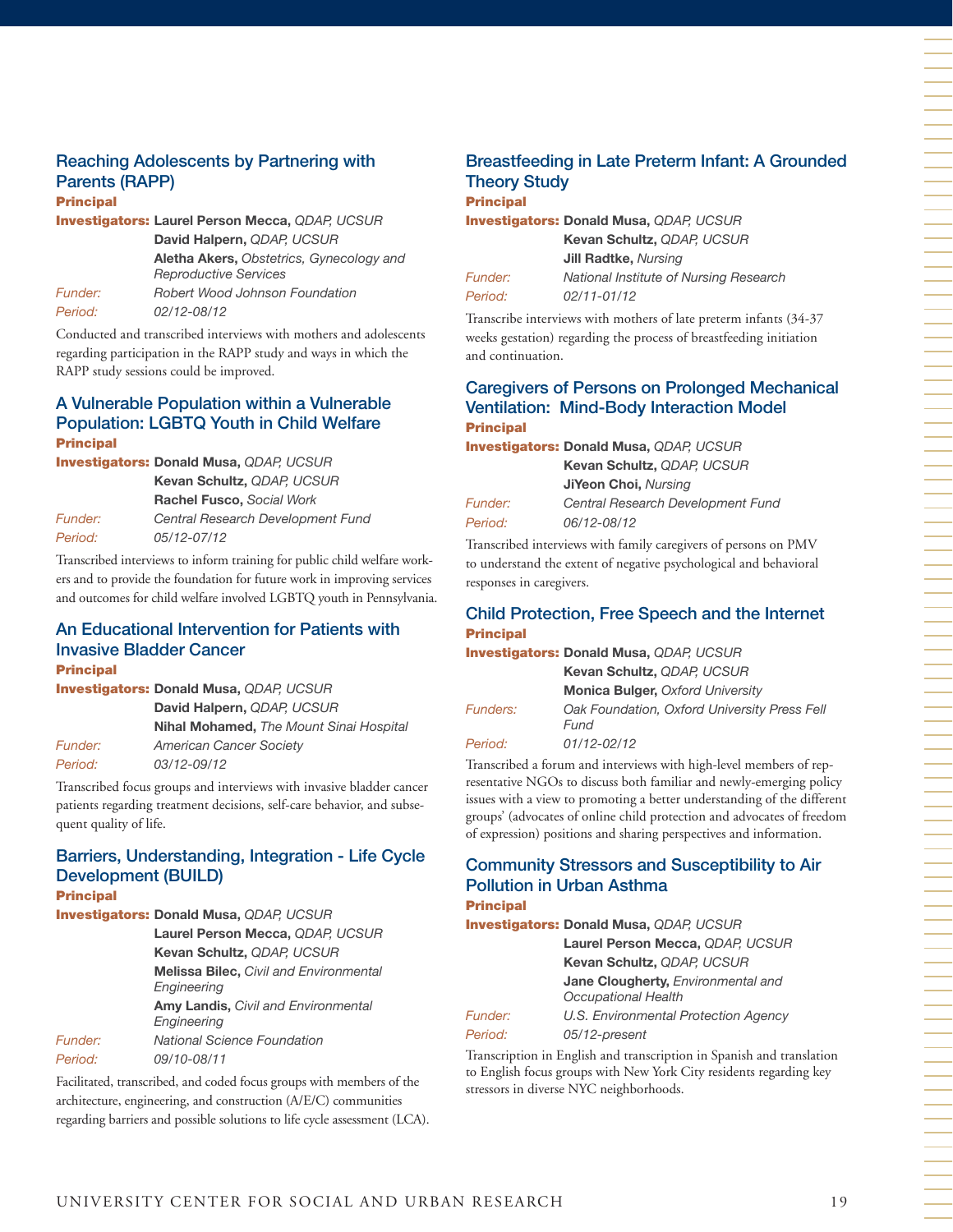### Reaching Adolescents by Partnering with Parents (RAPP)

**Principal Investigators:** **Laurel Person Mecca,** *QDAP, UCSUR*
**David Halpern,** *QDAP, UCSUR*
**Aletha Akers,** *Obstetrics, Gynecology and Reproductive Services*

*Funder:* *Robert Wood Johnson Foundation*
*Period:* *02/12-08/12*

Conducted and transcribed interviews with mothers and adolescents regarding participation in the RAPP study and ways in which the RAPP study sessions could be improved.

### A Vulnerable Population within a Vulnerable Population: LGBTQ Youth in Child Welfare

**Principal Investigators:** **Donald Musa,** *QDAP, UCSUR*
**Kevan Schultz,** *QDAP, UCSUR*
**Rachel Fusco,** *Social Work*

*Funder:* *Central Research Development Fund*
*Period:* *05/12-07/12*

Transcribed interviews to inform training for public child welfare workers and to provide the foundation for future work in improving services and outcomes for child welfare involved LGBTQ youth in Pennsylvania.

### An Educational Intervention for Patients with Invasive Bladder Cancer

**Principal Investigators:** **Donald Musa,** *QDAP, UCSUR*
**David Halpern,** *QDAP, UCSUR*
**Nihal Mohamed,** *The Mount Sinai Hospital*

*Funder:* *American Cancer Society*
*Period:* *03/12-09/12*

Transcribed focus groups and interviews with invasive bladder cancer patients regarding treatment decisions, self-care behavior, and subsequent quality of life.

### Barriers, Understanding, Integration - Life Cycle Development (BUILD)

**Principal Investigators:** **Donald Musa,** *QDAP, UCSUR*
**Laurel Person Mecca,** *QDAP, UCSUR*
**Kevan Schultz,** *QDAP, UCSUR*
**Melissa Bilec,** *Civil and Environmental Engineering*
**Amy Landis,** *Civil and Environmental Engineering*

*Funder:* *National Science Foundation*
*Period:* *09/10-08/11*

Facilitated, transcribed, and coded focus groups with members of the architecture, engineering, and construction (A/E/C) communities regarding barriers and possible solutions to life cycle assessment (LCA).

### Breastfeeding in Late Preterm Infant: A Grounded Theory Study

**Principal Investigators:** **Donald Musa,** *QDAP, UCSUR*
**Kevan Schultz,** *QDAP, UCSUR*
**Jill Radtke,** *Nursing*

*Funder:* *National Institute of Nursing Research*
*Period:* *02/11-01/12*

Transcribe interviews with mothers of late preterm infants (34-37 weeks gestation) regarding the process of breastfeeding initiation and continuation.

### Caregivers of Persons on Prolonged Mechanical Ventilation: Mind-Body Interaction Model

**Principal Investigators:** **Donald Musa,** *QDAP, UCSUR*
**Kevan Schultz,** *QDAP, UCSUR*
**JiYeon Choi,** *Nursing*

*Funder:* *Central Research Development Fund*
*Period:* *06/12-08/12*

Transcribed interviews with family caregivers of persons on PMV to understand the extent of negative psychological and behavioral responses in caregivers.

### Child Protection, Free Speech and the Internet

**Principal Investigators:** **Donald Musa,** *QDAP, UCSUR*
**Kevan Schultz,** *QDAP, UCSUR*
**Monica Bulger,** *Oxford University*

*Funders:* *Oak Foundation, Oxford University Press Fell Fund*
*Period:* *01/12-02/12*

Transcribed a forum and interviews with high-level members of representative NGOs to discuss both familiar and newly-emerging policy issues with a view to promoting a better understanding of the different groups' (advocates of online child protection and advocates of freedom of expression) positions and sharing perspectives and information.

### Community Stressors and Susceptibility to Air Pollution in Urban Asthma

**Principal Investigators:** **Donald Musa,** *QDAP, UCSUR*
**Laurel Person Mecca,** *QDAP, UCSUR*
**Kevan Schultz,** *QDAP, UCSUR*
**Jane Clougherty,** *Environmental and Occupational Health*

*Funder:* *U.S. Environmental Protection Agency*
*Period:* *05/12-present*

Transcription in English and transcription in Spanish and translation to English focus groups with New York City residents regarding key stressors in diverse NYC neighborhoods.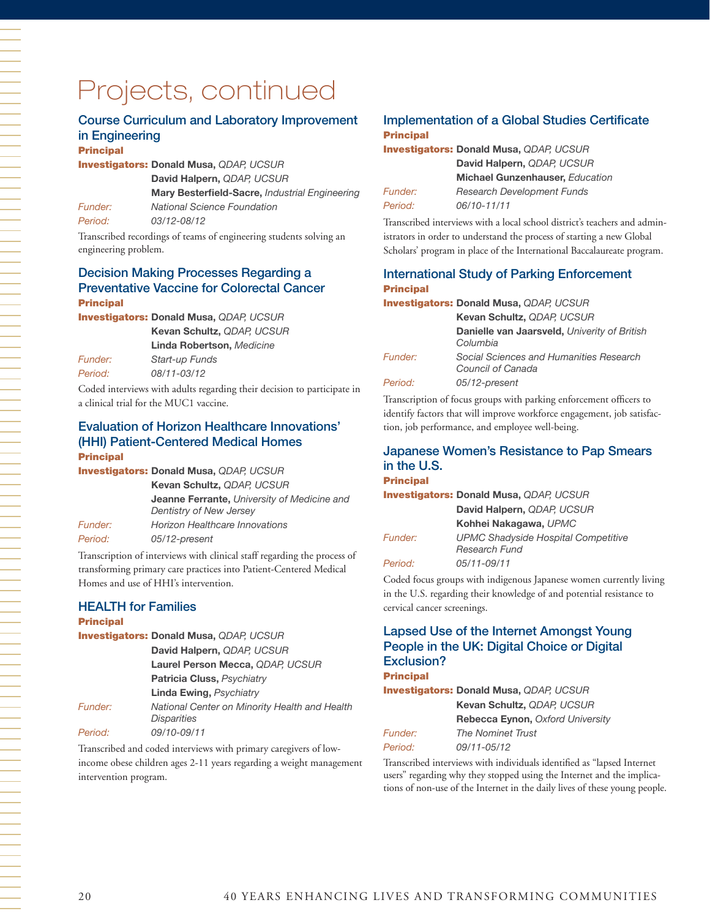# Projects, continued

## Course Curriculum and Laboratory Improvement in Engineering

**Principal Investigators:** **Donald Musa,** *QDAP, UCSUR*
**David Halpern,** *QDAP, UCSUR*
**Mary Besterfield-Sacre,** *Industrial Engineering*

*Funder:* *National Science Foundation*

*Period:* *03/12-08/12*

Transcribed recordings of teams of engineering students solving an engineering problem.

## Decision Making Processes Regarding a Preventative Vaccine for Colorectal Cancer

**Principal Investigators:** **Donald Musa,** *QDAP, UCSUR*
**Kevan Schultz,** *QDAP, UCSUR*
**Linda Robertson,** *Medicine*

*Funder:* *Start-up Funds*

*Period:* *08/11-03/12*

Coded interviews with adults regarding their decision to participate in a clinical trial for the MUC1 vaccine.

## Evaluation of Horizon Healthcare Innovations' (HHI) Patient-Centered Medical Homes

**Principal Investigators:** **Donald Musa,** *QDAP, UCSUR*
**Kevan Schultz,** *QDAP, UCSUR*
**Jeanne Ferrante,** *University of Medicine and Dentistry of New Jersey*

*Funder:* *Horizon Healthcare Innovations*

*Period:* *05/12-present*

Transcription of interviews with clinical staff regarding the process of transforming primary care practices into Patient-Centered Medical Homes and use of HHI's intervention.

## HEALTH for Families

**Principal Investigators:** **Donald Musa,** *QDAP, UCSUR*
**David Halpern,** *QDAP, UCSUR*
**Laurel Person Mecca,** *QDAP, UCSUR*
**Patricia Cluss,** *Psychiatry*
**Linda Ewing,** *Psychiatry*

*Funder:* *National Center on Minority Health and Health Disparities*

*Period:* *09/10-09/11*

Transcribed and coded interviews with primary caregivers of low-income obese children ages 2-11 years regarding a weight management intervention program.

## Implementation of a Global Studies Certificate

**Principal Investigators:** **Donald Musa,** *QDAP, UCSUR*
**David Halpern,** *QDAP, UCSUR*
**Michael Gunzenhauser,** *Education*

*Funder:* *Research Development Funds*

*Period:* *06/10-11/11*

Transcribed interviews with a local school district's teachers and administrators in order to understand the process of starting a new Global Scholars' program in place of the International Baccalaureate program.

## International Study of Parking Enforcement

**Principal Investigators:** **Donald Musa,** *QDAP, UCSUR*
**Kevan Schultz,** *QDAP, UCSUR*
**Danielle van Jaarsveld,** *Univerity of British Columbia*

*Funder:* *Social Sciences and Humanities Research Council of Canada*

*Period:* *05/12-present*

Transcription of focus groups with parking enforcement officers to identify factors that will improve workforce engagement, job satisfaction, job performance, and employee well-being.

## Japanese Women's Resistance to Pap Smears in the U.S.

**Principal Investigators:** **Donald Musa,** *QDAP, UCSUR*
**David Halpern,** *QDAP, UCSUR*
**Kohhei Nakagawa,** *UPMC*

*Funder:* *UPMC Shadyside Hospital Competitive Research Fund*

*Period:* *05/11-09/11*

Coded focus groups with indigenous Japanese women currently living in the U.S. regarding their knowledge of and potential resistance to cervical cancer screenings.

## Lapsed Use of the Internet Amongst Young People in the UK: Digital Choice or Digital Exclusion?

**Principal Investigators:** **Donald Musa,** *QDAP, UCSUR*
**Kevan Schultz,** *QDAP, UCSUR*
**Rebecca Eynon,** *Oxford University*

*Funder:* *The Nominet Trust*

*Period:* *09/11-05/12*

Transcribed interviews with individuals identified as "lapsed Internet users" regarding why they stopped using the Internet and the implications of non-use of the Internet in the daily lives of these young people.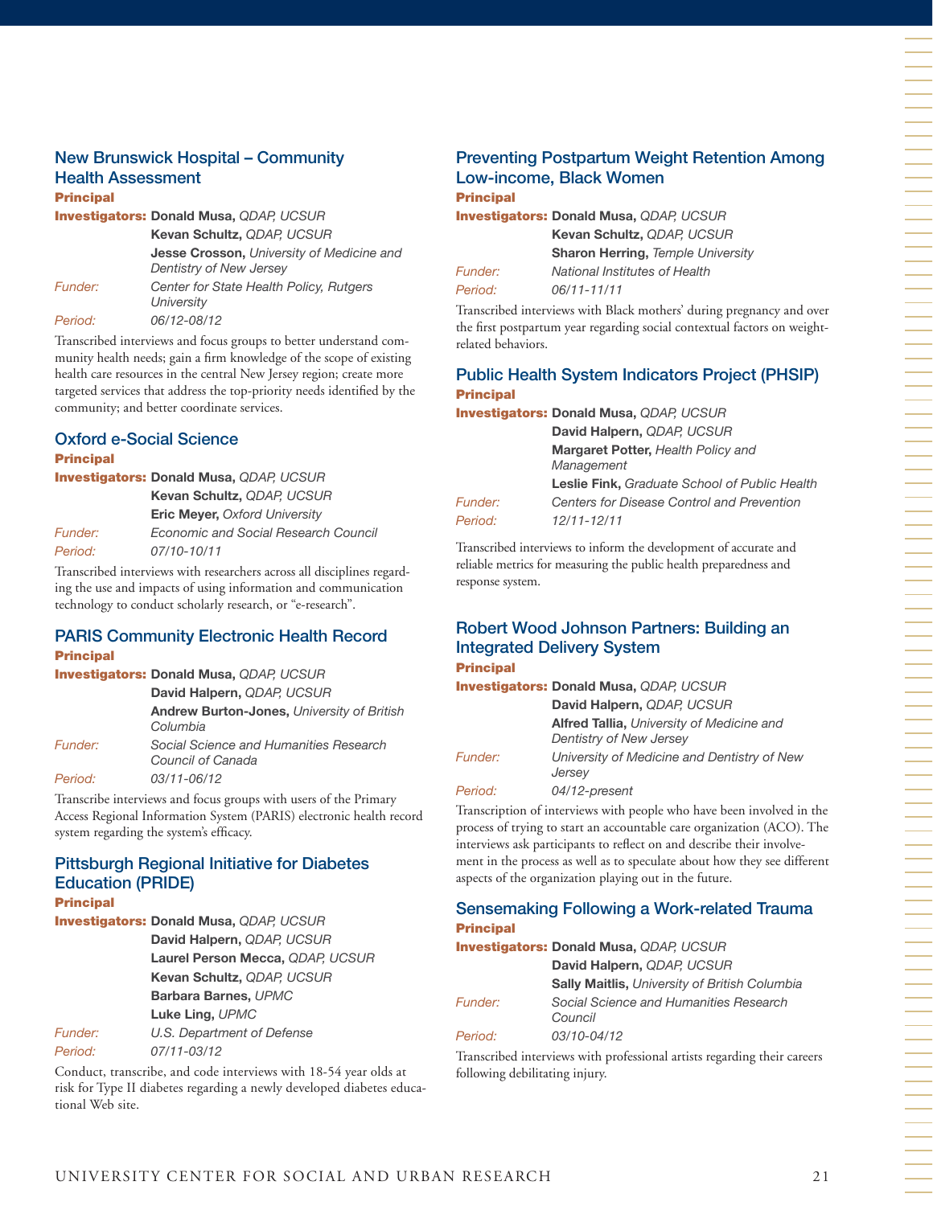## New Brunswick Hospital – Community Health Assessment

**Principal Investigators:** **Donald Musa,** *QDAP, UCSUR*
**Kevan Schultz,** *QDAP, UCSUR*
**Jesse Crosson,** *University of Medicine and Dentistry of New Jersey*

*Funder:* *Center for State Health Policy, Rutgers University*

*Period:* *06/12-08/12*

Transcribed interviews and focus groups to better understand community health needs; gain a firm knowledge of the scope of existing health care resources in the central New Jersey region; create more targeted services that address the top-priority needs identified by the community; and better coordinate services.

## Oxford e-Social Science

**Principal Investigators:** **Donald Musa,** *QDAP, UCSUR*
**Kevan Schultz,** *QDAP, UCSUR*
**Eric Meyer,** *Oxford University*

*Funder:* *Economic and Social Research Council*

*Period:* *07/10-10/11*

Transcribed interviews with researchers across all disciplines regarding the use and impacts of using information and communication technology to conduct scholarly research, or "e-research".

## PARIS Community Electronic Health Record

**Principal Investigators:** **Donald Musa,** *QDAP, UCSUR*
**David Halpern,** *QDAP, UCSUR*
**Andrew Burton-Jones,** *University of British Columbia*

*Funder:* *Social Science and Humanities Research Council of Canada*

*Period:* *03/11-06/12*

Transcribe interviews and focus groups with users of the Primary Access Regional Information System (PARIS) electronic health record system regarding the system's efficacy.

## Pittsburgh Regional Initiative for Diabetes Education (PRIDE)

**Principal Investigators:** **Donald Musa,** *QDAP, UCSUR*
**David Halpern,** *QDAP, UCSUR*
**Laurel Person Mecca,** *QDAP, UCSUR*
**Kevan Schultz,** *QDAP, UCSUR*
**Barbara Barnes,** *UPMC*
**Luke Ling,** *UPMC*

*Funder:* *U.S. Department of Defense*

*Period:* *07/11-03/12*

Conduct, transcribe, and code interviews with 18-54 year olds at risk for Type II diabetes regarding a newly developed diabetes educational Web site.

## Preventing Postpartum Weight Retention Among Low-income, Black Women

**Principal Investigators:** **Donald Musa,** *QDAP, UCSUR*
**Kevan Schultz,** *QDAP, UCSUR*
**Sharon Herring,** *Temple University*

*Funder:* *National Institutes of Health*

*Period:* *06/11-11/11*

Transcribed interviews with Black mothers' during pregnancy and over the first postpartum year regarding social contextual factors on weight-related behaviors.

## Public Health System Indicators Project (PHSIP)

**Principal Investigators:** **Donald Musa,** *QDAP, UCSUR*
**David Halpern,** *QDAP, UCSUR*
**Margaret Potter,** *Health Policy and Management*
**Leslie Fink,** *Graduate School of Public Health*

*Funder:* *Centers for Disease Control and Prevention*

*Period:* *12/11-12/11*

Transcribed interviews to inform the development of accurate and reliable metrics for measuring the public health preparedness and response system.

## Robert Wood Johnson Partners: Building an Integrated Delivery System

**Principal Investigators:** **Donald Musa,** *QDAP, UCSUR*
**David Halpern,** *QDAP, UCSUR*
**Alfred Tallia,** *University of Medicine and Dentistry of New Jersey*

*Funder:* *University of Medicine and Dentistry of New Jersey*

*Period:* *04/12-present*

Transcription of interviews with people who have been involved in the process of trying to start an accountable care organization (ACO). The interviews ask participants to reflect on and describe their involvement in the process as well as to speculate about how they see different aspects of the organization playing out in the future.

## Sensemaking Following a Work-related Trauma

**Principal Investigators:** **Donald Musa,** *QDAP, UCSUR*
**David Halpern,** *QDAP, UCSUR*
**Sally Maitlis,** *University of British Columbia*

*Funder:* *Social Science and Humanities Research Council*

*Period:* *03/10-04/12*

Transcribed interviews with professional artists regarding their careers following debilitating injury.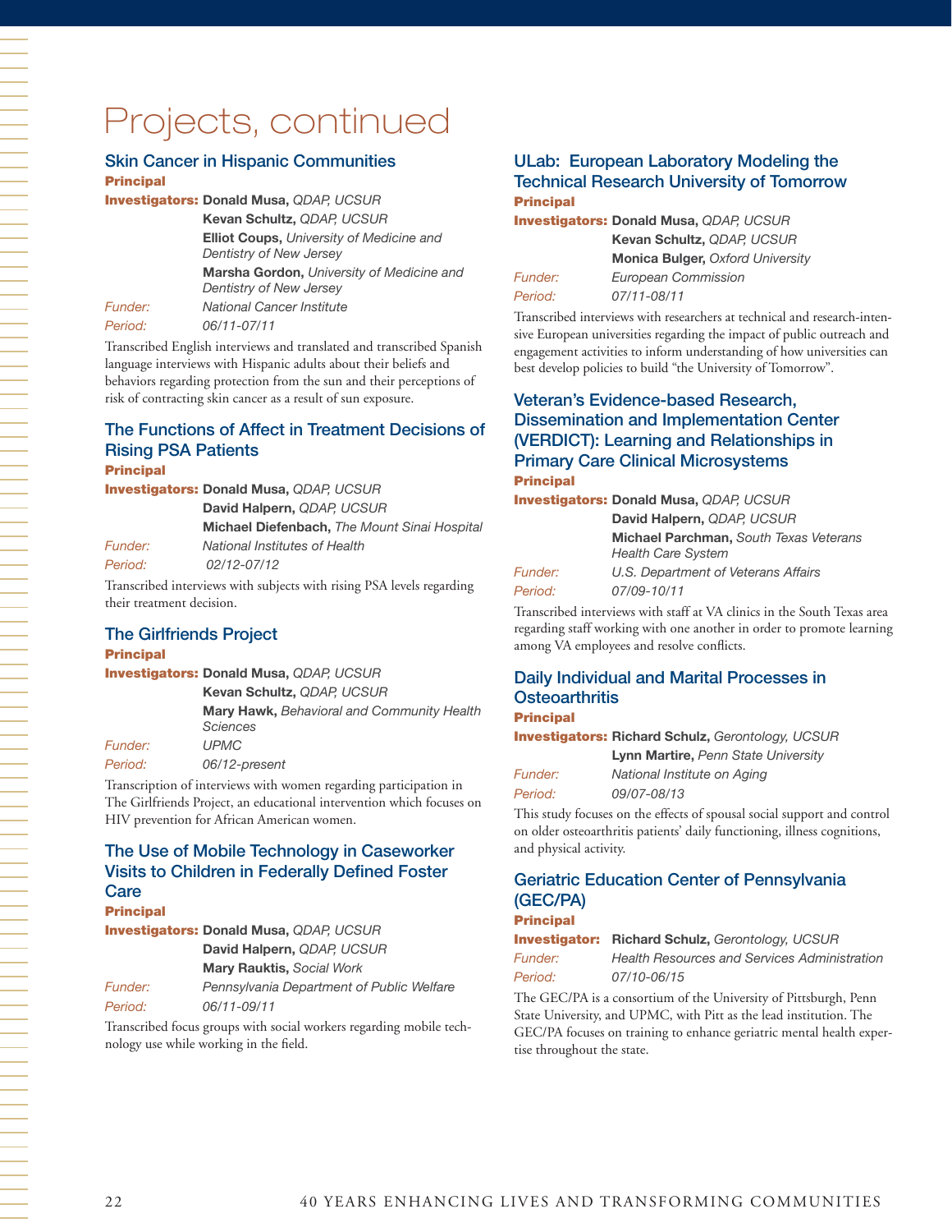# Projects, continued

## Skin Cancer in Hispanic Communities

**Principal Investigators:** **Donald Musa,** *QDAP, UCSUR*
**Kevan Schultz,** *QDAP, UCSUR*
**Elliot Coups,** *University of Medicine and Dentistry of New Jersey*
**Marsha Gordon,** *University of Medicine and Dentistry of New Jersey*

*Funder:* *National Cancer Institute*

*Period:* *06/11-07/11*

Transcribed English interviews and translated and transcribed Spanish language interviews with Hispanic adults about their beliefs and behaviors regarding protection from the sun and their perceptions of risk of contracting skin cancer as a result of sun exposure.

## The Functions of Affect in Treatment Decisions of Rising PSA Patients

**Principal Investigators:** **Donald Musa,** *QDAP, UCSUR*
**David Halpern,** *QDAP, UCSUR*
**Michael Diefenbach,** *The Mount Sinai Hospital*

*Funder:* *National Institutes of Health*

*Period:* *02/12-07/12*

Transcribed interviews with subjects with rising PSA levels regarding their treatment decision.

## The Girlfriends Project

**Principal Investigators:** **Donald Musa,** *QDAP, UCSUR*
**Kevan Schultz,** *QDAP, UCSUR*
**Mary Hawk,** *Behavioral and Community Health Sciences*

*Funder:* *UPMC*

*Period:* *06/12-present*

Transcription of interviews with women regarding participation in The Girlfriends Project, an educational intervention which focuses on HIV prevention for African American women.

## The Use of Mobile Technology in Caseworker Visits to Children in Federally Defined Foster Care

**Principal Investigators:** **Donald Musa,** *QDAP, UCSUR*
**David Halpern,** *QDAP, UCSUR*
**Mary Rauktis,** *Social Work*

*Funder:* *Pennsylvania Department of Public Welfare*

*Period:* *06/11-09/11*

Transcribed focus groups with social workers regarding mobile technology use while working in the field.

## ULab: European Laboratory Modeling the Technical Research University of Tomorrow

**Principal Investigators:** **Donald Musa,** *QDAP, UCSUR*
**Kevan Schultz,** *QDAP, UCSUR*
**Monica Bulger,** *Oxford University*

*Funder:* *European Commission*

*Period:* *07/11-08/11*

Transcribed interviews with researchers at technical and research-intensive European universities regarding the impact of public outreach and engagement activities to inform understanding of how universities can best develop policies to build "the University of Tomorrow".

## Veteran's Evidence-based Research, Dissemination and Implementation Center (VERDICT): Learning and Relationships in Primary Care Clinical Microsystems

**Principal Investigators:** **Donald Musa,** *QDAP, UCSUR*
**David Halpern,** *QDAP, UCSUR*
**Michael Parchman,** *South Texas Veterans Health Care System*

*Funder:* *U.S. Department of Veterans Affairs*

*Period:* *07/09-10/11*

Transcribed interviews with staff at VA clinics in the South Texas area regarding staff working with one another in order to promote learning among VA employees and resolve conflicts.

## Daily Individual and Marital Processes in Osteoarthritis

**Principal Investigators:** **Richard Schulz,** *Gerontology, UCSUR*
**Lynn Martire,** *Penn State University*

*Funder:* *National Institute on Aging*

*Period:* *09/07-08/13*

This study focuses on the effects of spousal social support and control on older osteoarthritis patients' daily functioning, illness cognitions, and physical activity.

## Geriatric Education Center of Pennsylvania (GEC/PA)

**Principal Investigator:** **Richard Schulz,** *Gerontology, UCSUR*

*Funder:* *Health Resources and Services Administration*

*Period:* *07/10-06/15*

The GEC/PA is a consortium of the University of Pittsburgh, Penn State University, and UPMC, with Pitt as the lead institution. The GEC/PA focuses on training to enhance geriatric mental health expertise throughout the state.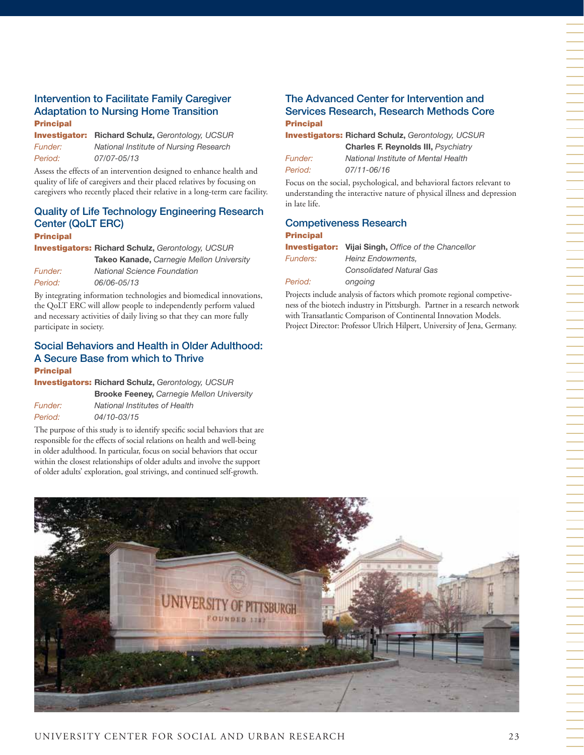### Intervention to Facilitate Family Caregiver Adaptation to Nursing Home Transition

**Principal Investigator:** **Richard Schulz,** *Gerontology, UCSUR*
*Funder:* *National Institute of Nursing Research*
*Period:* *07/07-05/13*

Assess the effects of an intervention designed to enhance health and quality of life of caregivers and their placed relatives by focusing on caregivers who recently placed their relative in a long-term care facility.

### Quality of Life Technology Engineering Research Center (QoLT ERC)

**Principal Investigators:** **Richard Schulz,** *Gerontology, UCSUR*
**Takeo Kanade,** *Carnegie Mellon University*
*Funder:* *National Science Foundation*
*Period:* *06/06-05/13*

By integrating information technologies and biomedical innovations, the QoLT ERC will allow people to independently perform valued and necessary activities of daily living so that they can more fully participate in society.

### Social Behaviors and Health in Older Adulthood: A Secure Base from which to Thrive

**Principal Investigators:** **Richard Schulz,** *Gerontology, UCSUR*
**Brooke Feeney,** *Carnegie Mellon University*
*Funder:* *National Institutes of Health*
*Period:* *04/10-03/15*

The purpose of this study is to identify specific social behaviors that are responsible for the effects of social relations on health and well-being in older adulthood. In particular, focus on social behaviors that occur within the closest relationships of older adults and involve the support of older adults' exploration, goal strivings, and continued self-growth.

### The Advanced Center for Intervention and Services Research, Research Methods Core

**Principal Investigators:** **Richard Schulz,** *Gerontology, UCSUR*
**Charles F. Reynolds III,** *Psychiatry*
*Funder:* *National Institute of Mental Health*
*Period:* *07/11-06/16*

Focus on the social, psychological, and behavioral factors relevant to understanding the interactive nature of physical illness and depression in late life.

### Competiveness Research

**Principal Investigator:** **Vijai Singh,** *Office of the Chancellor*
*Funders:* *Heinz Endowments, Consolidated Natural Gas*
*Period:* *ongoing*

Projects include analysis of factors which promote regional competiveness of the biotech industry in Pittsburgh. Partner in a research network with Transatlantic Comparison of Continental Innovation Models. Project Director: Professor Ulrich Hilpert, University of Jena, Germany.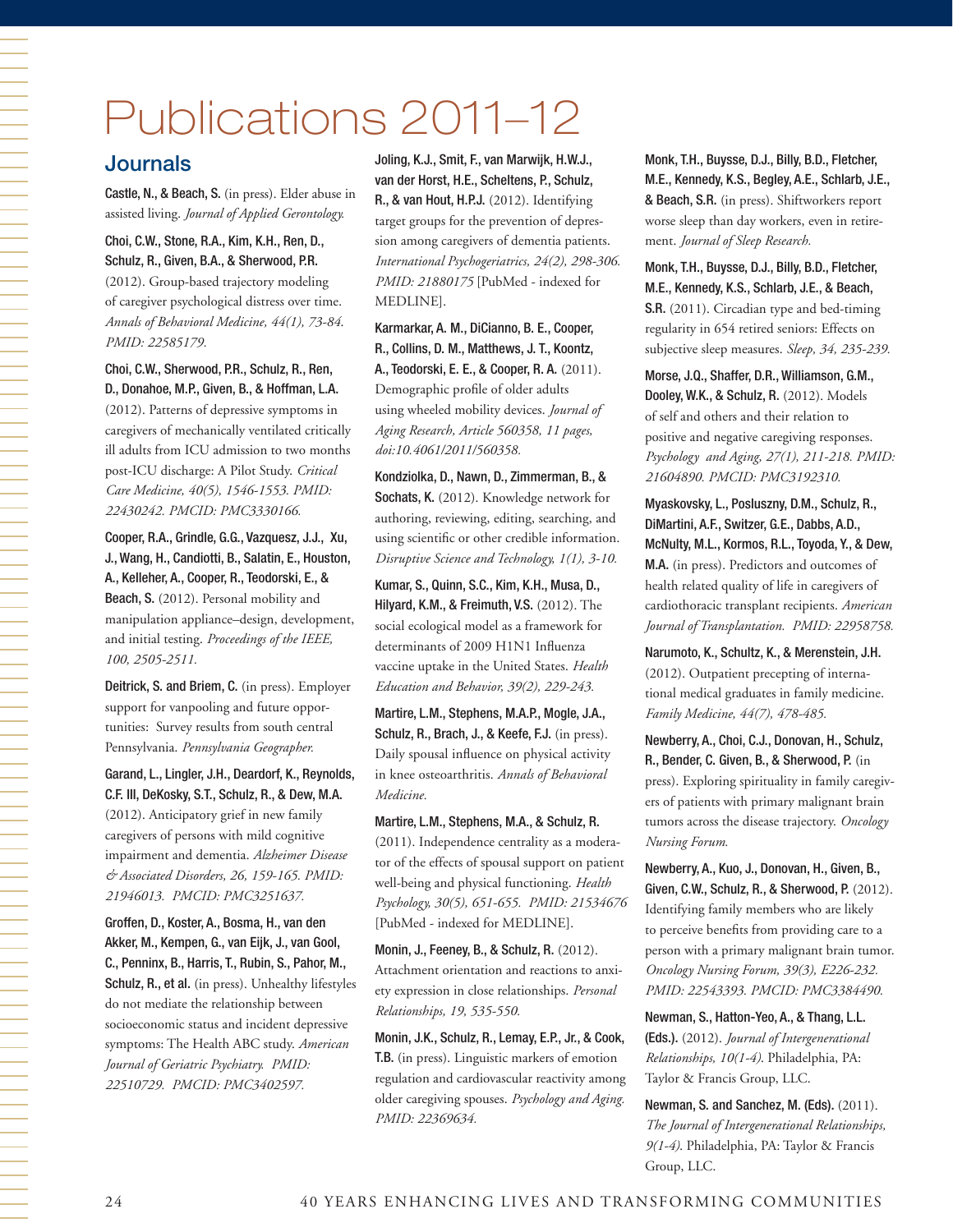# Publications 2011–12

## Journals

**Castle, N., & Beach, S.** (in press). Elder abuse in assisted living. *Journal of Applied Gerontology.*

**Choi, C.W., Stone, R.A., Kim, K.H., Ren, D., Schulz, R., Given, B.A., & Sherwood, P.R.** (2012). Group-based trajectory modeling of caregiver psychological distress over time. *Annals of Behavioral Medicine, 44(1), 73-84. PMID: 22585179.*

**Choi, C.W., Sherwood, P.R., Schulz, R., Ren, D., Donahoe, M.P., Given, B., & Hoffman, L.A.** (2012). Patterns of depressive symptoms in caregivers of mechanically ventilated critically ill adults from ICU admission to two months post-ICU discharge: A Pilot Study. *Critical Care Medicine, 40(5), 1546-1553. PMID: 22430242. PMCID: PMC3330166.*

**Cooper, R.A., Grindle, G.G., Vazquesz, J.J., Xu, J., Wang, H., Candiotti, B., Salatin, E., Houston, A., Kelleher, A., Cooper, R., Teodorski, E., & Beach, S.** (2012). Personal mobility and manipulation appliance–design, development, and initial testing. *Proceedings of the IEEE, 100, 2505-2511.*

**Deitrick, S. and Briem, C.** (in press). Employer support for vanpooling and future opportunities: Survey results from south central Pennsylvania. *Pennsylvania Geographer.*

**Garand, L., Lingler, J.H., Deardorf, K., Reynolds, C.F. III, DeKosky, S.T., Schulz, R., & Dew, M.A.** (2012). Anticipatory grief in new family caregivers of persons with mild cognitive impairment and dementia. *Alzheimer Disease & Associated Disorders, 26, 159-165. PMID: 21946013. PMCID: PMC3251637.*

**Groffen, D., Koster, A., Bosma, H., van den Akker, M., Kempen, G., van Eijk, J., van Gool, C., Penninx, B., Harris, T., Rubin, S., Pahor, M., Schulz, R., et al.** (in press). Unhealthy lifestyles do not mediate the relationship between socioeconomic status and incident depressive symptoms: The Health ABC study. *American Journal of Geriatric Psychiatry. PMID: 22510729. PMCID: PMC3402597.*

**Joling, K.J., Smit, F., van Marwijk, H.W.J., van der Horst, H.E., Scheltens, P., Schulz, R., & van Hout, H.P.J.** (2012). Identifying target groups for the prevention of depression among caregivers of dementia patients. *International Psychogeriatrics, 24(2), 298-306. PMID: 21880175* [PubMed - indexed for MEDLINE].

**Karmarkar, A. M., DiCianno, B. E., Cooper, R., Collins, D. M., Matthews, J. T., Koontz, A., Teodorski, E. E., & Cooper, R. A.** (2011). Demographic profile of older adults using wheeled mobility devices. *Journal of Aging Research, Article 560358, 11 pages, doi:10.4061/2011/560358.*

**Kondziolka, D., Nawn, D., Zimmerman, B., & Sochats, K.** (2012). Knowledge network for authoring, reviewing, editing, searching, and using scientific or other credible information. *Disruptive Science and Technology, 1(1), 3-10.*

**Kumar, S., Quinn, S.C., Kim, K.H., Musa, D., Hilyard, K.M., & Freimuth, V.S.** (2012). The social ecological model as a framework for determinants of 2009 H1N1 Influenza vaccine uptake in the United States. *Health Education and Behavior, 39(2), 229-243.*

**Martire, L.M., Stephens, M.A.P., Mogle, J.A., Schulz, R., Brach, J., & Keefe, F.J.** (in press). Daily spousal influence on physical activity in knee osteoarthritis. *Annals of Behavioral Medicine.*

**Martire, L.M., Stephens, M.A., & Schulz, R.** (2011). Independence centrality as a moderator of the effects of spousal support on patient well-being and physical functioning. *Health Psychology, 30(5), 651-655. PMID: 21534676* [PubMed - indexed for MEDLINE].

**Monin, J., Feeney, B., & Schulz, R.** (2012). Attachment orientation and reactions to anxiety expression in close relationships. *Personal Relationships, 19, 535-550.*

**Monin, J.K., Schulz, R., Lemay, E.P., Jr., & Cook, T.B.** (in press). Linguistic markers of emotion regulation and cardiovascular reactivity among older caregiving spouses. *Psychology and Aging. PMID: 22369634.*

**Monk, T.H., Buysse, D.J., Billy, B.D., Fletcher, M.E., Kennedy, K.S., Begley, A.E., Schlarb, J.E., & Beach, S.R.** (in press). Shiftworkers report worse sleep than day workers, even in retirement. *Journal of Sleep Research.*

**Monk, T.H., Buysse, D.J., Billy, B.D., Fletcher, M.E., Kennedy, K.S., Schlarb, J.E., & Beach, S.R.** (2011). Circadian type and bed-timing regularity in 654 retired seniors: Effects on subjective sleep measures. *Sleep, 34, 235-239.*

**Morse, J.Q., Shaffer, D.R., Williamson, G.M., Dooley, W.K., & Schulz, R.** (2012). Models of self and others and their relation to positive and negative caregiving responses. *Psychology and Aging, 27(1), 211-218. PMID: 21604890. PMCID: PMC3192310.*

**Myaskovsky, L., Posluszny, D.M., Schulz, R., DiMartini, A.F., Switzer, G.E., Dabbs, A.D., McNulty, M.L., Kormos, R.L., Toyoda, Y., & Dew, M.A.** (in press). Predictors and outcomes of health related quality of life in caregivers of cardiothoracic transplant recipients. *American Journal of Transplantation. PMID: 22958758.*

**Narumoto, K., Schultz, K., & Merenstein, J.H.** (2012). Outpatient precepting of international medical graduates in family medicine. *Family Medicine, 44(7), 478-485.*

**Newberry, A., Choi, C.J., Donovan, H., Schulz, R., Bender, C. Given, B., & Sherwood, P.** (in press). Exploring spirituality in family caregivers of patients with primary malignant brain tumors across the disease trajectory. *Oncology Nursing Forum.*

**Newberry, A., Kuo, J., Donovan, H., Given, B., Given, C.W., Schulz, R., & Sherwood, P.** (2012). Identifying family members who are likely to perceive benefits from providing care to a person with a primary malignant brain tumor. *Oncology Nursing Forum, 39(3), E226-232. PMID: 22543393. PMCID: PMC3384490.*

**Newman, S., Hatton-Yeo, A., & Thang, L.L. (Eds.).** (2012). *Journal of Intergenerational Relationships, 10(1-4).* Philadelphia, PA: Taylor & Francis Group, LLC.

**Newman, S. and Sanchez, M. (Eds).** (2011). *The Journal of Intergenerational Relationships, 9(1-4).* Philadelphia, PA: Taylor & Francis Group, LLC.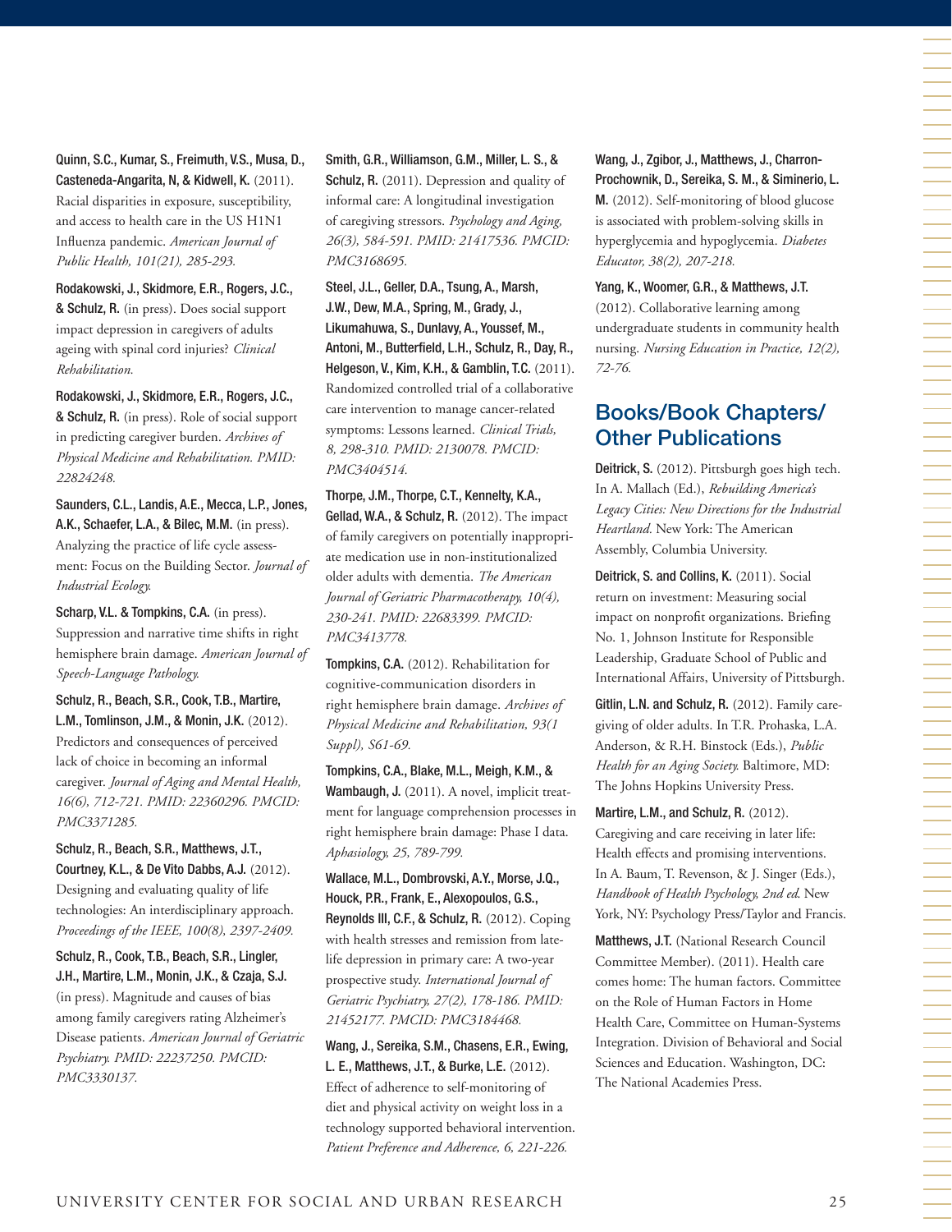**Quinn, S.C., Kumar, S., Freimuth, V.S., Musa, D., Casteneda-Angarita, N, & Kidwell, K.** (2011). Racial disparities in exposure, susceptibility, and access to health care in the US H1N1 Influenza pandemic. *American Journal of Public Health, 101(21), 285-293.*

**Rodakowski, J., Skidmore, E.R., Rogers, J.C., & Schulz, R.** (in press). Does social support impact depression in caregivers of adults ageing with spinal cord injuries? *Clinical Rehabilitation.*

**Rodakowski, J., Skidmore, E.R., Rogers, J.C., & Schulz, R.** (in press). Role of social support in predicting caregiver burden. *Archives of Physical Medicine and Rehabilitation. PMID: 22824248.*

**Saunders, C.L., Landis, A.E., Mecca, L.P., Jones, A.K., Schaefer, L.A., & Bilec, M.M.** (in press). Analyzing the practice of life cycle assessment: Focus on the Building Sector. *Journal of Industrial Ecology.*

**Scharp, V.L. & Tompkins, C.A.** (in press). Suppression and narrative time shifts in right hemisphere brain damage. *American Journal of Speech-Language Pathology.*

**Schulz, R., Beach, S.R., Cook, T.B., Martire, L.M., Tomlinson, J.M., & Monin, J.K.** (2012). Predictors and consequences of perceived lack of choice in becoming an informal caregiver. *Journal of Aging and Mental Health, 16(6), 712-721. PMID: 22360296. PMCID: PMC3371285.*

**Schulz, R., Beach, S.R., Matthews, J.T., Courtney, K.L., & De Vito Dabbs, A.J.** (2012). Designing and evaluating quality of life technologies: An interdisciplinary approach. *Proceedings of the IEEE, 100(8), 2397-2409.*

**Schulz, R., Cook, T.B., Beach, S.R., Lingler, J.H., Martire, L.M., Monin, J.K., & Czaja, S.J.** (in press). Magnitude and causes of bias among family caregivers rating Alzheimer's Disease patients. *American Journal of Geriatric Psychiatry. PMID: 22237250. PMCID: PMC3330137.*

**Smith, G.R., Williamson, G.M., Miller, L. S., & Schulz, R.** (2011). Depression and quality of informal care: A longitudinal investigation of caregiving stressors. *Psychology and Aging, 26(3), 584-591. PMID: 21417536. PMCID: PMC3168695.*

**Steel, J.L., Geller, D.A., Tsung, A., Marsh, J.W., Dew, M.A., Spring, M., Grady, J., Likumahuwa, S., Dunlavy, A., Youssef, M., Antoni, M., Butterfield, L.H., Schulz, R., Day, R., Helgeson, V., Kim, K.H., & Gamblin, T.C.** (2011). Randomized controlled trial of a collaborative care intervention to manage cancer-related symptoms: Lessons learned. *Clinical Trials, 8, 298-310. PMID: 2130078. PMCID: PMC3404514.*

**Thorpe, J.M., Thorpe, C.T., Kennelty, K.A., Gellad, W.A., & Schulz, R.** (2012). The impact of family caregivers on potentially inappropriate medication use in non-institutionalized older adults with dementia. *The American Journal of Geriatric Pharmacotherapy, 10(4), 230-241. PMID: 22683399. PMCID: PMC3413778.*

**Tompkins, C.A.** (2012). Rehabilitation for cognitive-communication disorders in right hemisphere brain damage. *Archives of Physical Medicine and Rehabilitation, 93(1 Suppl), S61-69.*

**Tompkins, C.A., Blake, M.L., Meigh, K.M., & Wambaugh, J.** (2011). A novel, implicit treatment for language comprehension processes in right hemisphere brain damage: Phase I data. *Aphasiology, 25, 789-799.*

**Wallace, M.L., Dombrovski, A.Y., Morse, J.Q., Houck, P.R., Frank, E., Alexopoulos, G.S., Reynolds III, C.F., & Schulz, R.** (2012). Coping with health stresses and remission from late-life depression in primary care: A two-year prospective study. *International Journal of Geriatric Psychiatry, 27(2), 178-186. PMID: 21452177. PMCID: PMC3184468.*

**Wang, J., Sereika, S.M., Chasens, E.R., Ewing, L. E., Matthews, J.T., & Burke, L.E.** (2012). Effect of adherence to self-monitoring of diet and physical activity on weight loss in a technology supported behavioral intervention. *Patient Preference and Adherence, 6, 221-226.*

**Wang, J., Zgibor, J., Matthews, J., Charron-Prochownik, D., Sereika, S. M., & Siminerio, L. M.** (2012). Self-monitoring of blood glucose is associated with problem-solving skills in hyperglycemia and hypoglycemia. *Diabetes Educator, 38(2), 207-218.*

**Yang, K., Woomer, G.R., & Matthews, J.T.** (2012). Collaborative learning among undergraduate students in community health nursing. *Nursing Education in Practice, 12(2), 72-76.*

## Books/Book Chapters/ Other Publications

**Deitrick, S.** (2012). Pittsburgh goes high tech. In A. Mallach (Ed.), *Rebuilding America's Legacy Cities: New Directions for the Industrial Heartland.* New York: The American Assembly, Columbia University.

**Deitrick, S. and Collins, K.** (2011). Social return on investment: Measuring social impact on nonprofit organizations. Briefing No. 1, Johnson Institute for Responsible Leadership, Graduate School of Public and International Affairs, University of Pittsburgh.

**Gitlin, L.N. and Schulz, R.** (2012). Family caregiving of older adults. In T.R. Prohaska, L.A. Anderson, & R.H. Binstock (Eds.), *Public Health for an Aging Society.* Baltimore, MD: The Johns Hopkins University Press.

**Martire, L.M., and Schulz, R.** (2012). Caregiving and care receiving in later life: Health effects and promising interventions. In A. Baum, T. Revenson, & J. Singer (Eds.), *Handbook of Health Psychology, 2nd ed.* New York, NY: Psychology Press/Taylor and Francis.

**Matthews, J.T.** (National Research Council Committee Member). (2011). Health care comes home: The human factors. Committee on the Role of Human Factors in Home Health Care, Committee on Human-Systems Integration. Division of Behavioral and Social Sciences and Education. Washington, DC: The National Academies Press.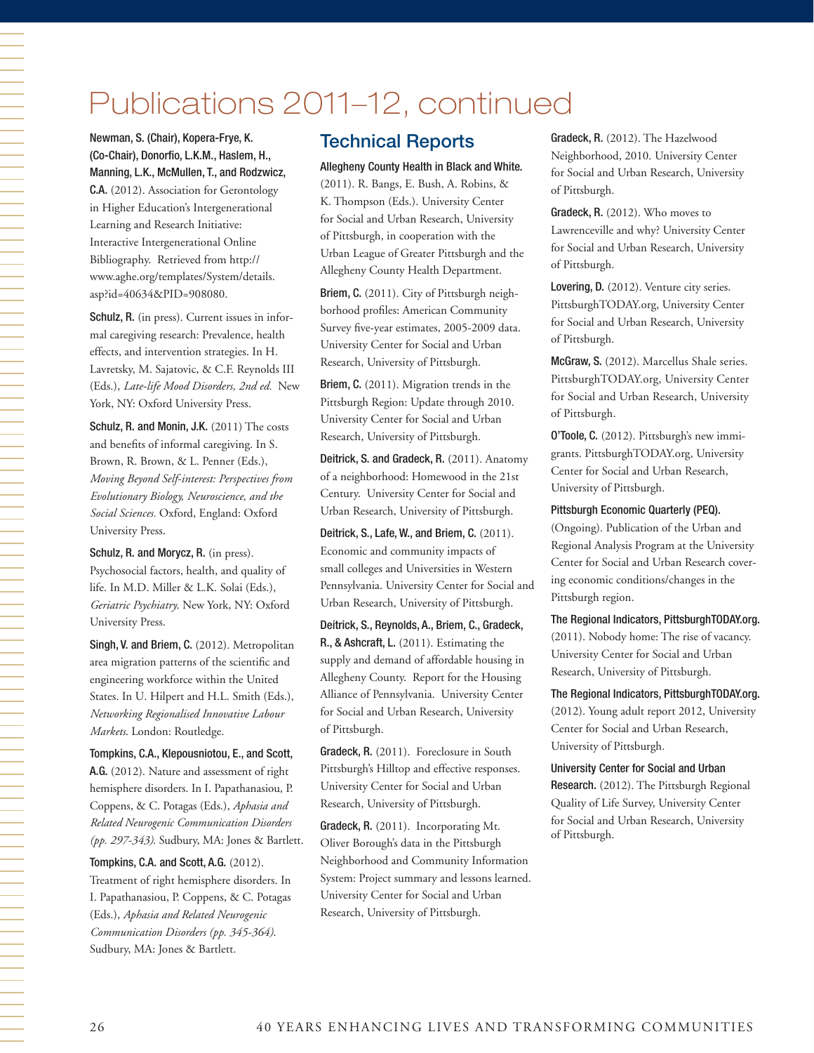# Publications 2011–12, continued

**Newman, S. (Chair), Kopera-Frye, K. (Co-Chair), Donorfio, L.K.M., Haslem, H., Manning, L.K., McMullen, T., and Rodzwicz, C.A.** (2012). Association for Gerontology in Higher Education's Intergenerational Learning and Research Initiative: Interactive Intergenerational Online Bibliography. Retrieved from http://www.aghe.org/templates/System/details.asp?id=40634&PID=908080.

**Schulz, R.** (in press). Current issues in informal caregiving research: Prevalence, health effects, and intervention strategies. In H. Lavretsky, M. Sajatovic, & C.F. Reynolds III (Eds.), *Late-life Mood Disorders, 2nd ed.* New York, NY: Oxford University Press.

**Schulz, R. and Monin, J.K.** (2011) The costs and benefits of informal caregiving. In S. Brown, R. Brown, & L. Penner (Eds.), *Moving Beyond Self-interest: Perspectives from Evolutionary Biology, Neuroscience, and the Social Sciences.* Oxford, England: Oxford University Press.

**Schulz, R. and Morycz, R.** (in press). Psychosocial factors, health, and quality of life. In M.D. Miller & L.K. Solai (Eds.), *Geriatric Psychiatry.* New York, NY: Oxford University Press.

**Singh, V. and Briem, C.** (2012). Metropolitan area migration patterns of the scientific and engineering workforce within the United States. In U. Hilpert and H.L. Smith (Eds.), *Networking Regionalised Innovative Labour Markets.* London: Routledge.

**Tompkins, C.A., Klepousniotou, E., and Scott, A.G.** (2012). Nature and assessment of right hemisphere disorders. In I. Papathanasiou, P. Coppens, & C. Potagas (Eds.), *Aphasia and Related Neurogenic Communication Disorders (pp. 297-343).* Sudbury, MA: Jones & Bartlett.

**Tompkins, C.A. and Scott, A.G.** (2012). Treatment of right hemisphere disorders. In I. Papathanasiou, P. Coppens, & C. Potagas (Eds.), *Aphasia and Related Neurogenic Communication Disorders (pp. 345-364).* Sudbury, MA: Jones & Bartlett.

## Technical Reports

**Allegheny County Health in Black and White.** (2011). R. Bangs, E. Bush, A. Robins, & K. Thompson (Eds.). University Center for Social and Urban Research, University of Pittsburgh, in cooperation with the Urban League of Greater Pittsburgh and the Allegheny County Health Department.

**Briem, C.** (2011). City of Pittsburgh neighborhood profiles: American Community Survey five-year estimates, 2005-2009 data. University Center for Social and Urban Research, University of Pittsburgh.

**Briem, C.** (2011). Migration trends in the Pittsburgh Region: Update through 2010. University Center for Social and Urban Research, University of Pittsburgh.

**Deitrick, S. and Gradeck, R.** (2011). Anatomy of a neighborhood: Homewood in the 21st Century. University Center for Social and Urban Research, University of Pittsburgh.

**Deitrick, S., Lafe, W., and Briem, C.** (2011). Economic and community impacts of small colleges and Universities in Western Pennsylvania. University Center for Social and Urban Research, University of Pittsburgh.

**Deitrick, S., Reynolds, A., Briem, C., Gradeck, R., & Ashcraft, L.** (2011). Estimating the supply and demand of affordable housing in Allegheny County. Report for the Housing Alliance of Pennsylvania. University Center for Social and Urban Research, University of Pittsburgh.

**Gradeck, R.** (2011). Foreclosure in South Pittsburgh's Hilltop and effective responses. University Center for Social and Urban Research, University of Pittsburgh.

**Gradeck, R.** (2011). Incorporating Mt. Oliver Borough's data in the Pittsburgh Neighborhood and Community Information System: Project summary and lessons learned. University Center for Social and Urban Research, University of Pittsburgh.

**Gradeck, R.** (2012). The Hazelwood Neighborhood, 2010. University Center for Social and Urban Research, University of Pittsburgh.

**Gradeck, R.** (2012). Who moves to Lawrenceville and why? University Center for Social and Urban Research, University of Pittsburgh.

**Lovering, D.** (2012). Venture city series. PittsburghTODAY.org, University Center for Social and Urban Research, University of Pittsburgh.

**McGraw, S.** (2012). Marcellus Shale series. PittsburghTODAY.org, University Center for Social and Urban Research, University of Pittsburgh.

**O'Toole, C.** (2012). Pittsburgh's new immigrants. PittsburghTODAY.org, University Center for Social and Urban Research, University of Pittsburgh.

**Pittsburgh Economic Quarterly (PEQ).** (Ongoing). Publication of the Urban and Regional Analysis Program at the University Center for Social and Urban Research covering economic conditions/changes in the Pittsburgh region.

**The Regional Indicators, PittsburghTODAY.org.** (2011). Nobody home: The rise of vacancy. University Center for Social and Urban Research, University of Pittsburgh.

**The Regional Indicators, PittsburghTODAY.org.** (2012). Young adult report 2012, University Center for Social and Urban Research, University of Pittsburgh.

**University Center for Social and Urban Research.** (2012). The Pittsburgh Regional Quality of Life Survey, University Center for Social and Urban Research, University of Pittsburgh.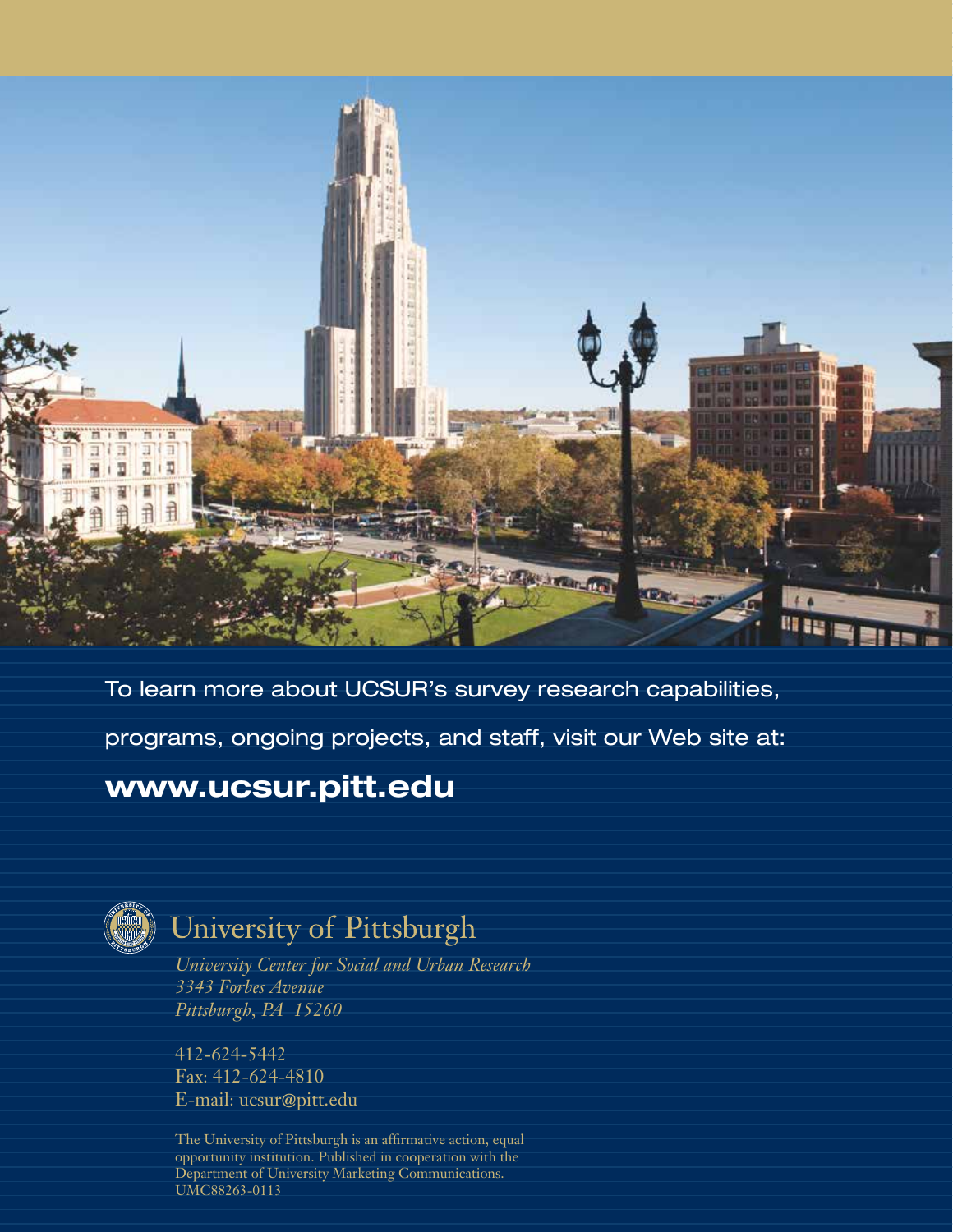To learn more about UCSUR's survey research capabilities, programs, ongoing projects, and staff, visit our Web site at:

**www.ucsur.pitt.edu**

University of Pittsburgh

*University Center for Social and Urban Research*
*3343 Forbes Avenue*
*Pittsburgh, PA 15260*

412-624-5442
Fax: 412-624-4810
E-mail: ucsur@pitt.edu

The University of Pittsburgh is an affirmative action, equal opportunity institution. Published in cooperation with the Department of University Marketing Communications. UMC88263-0113